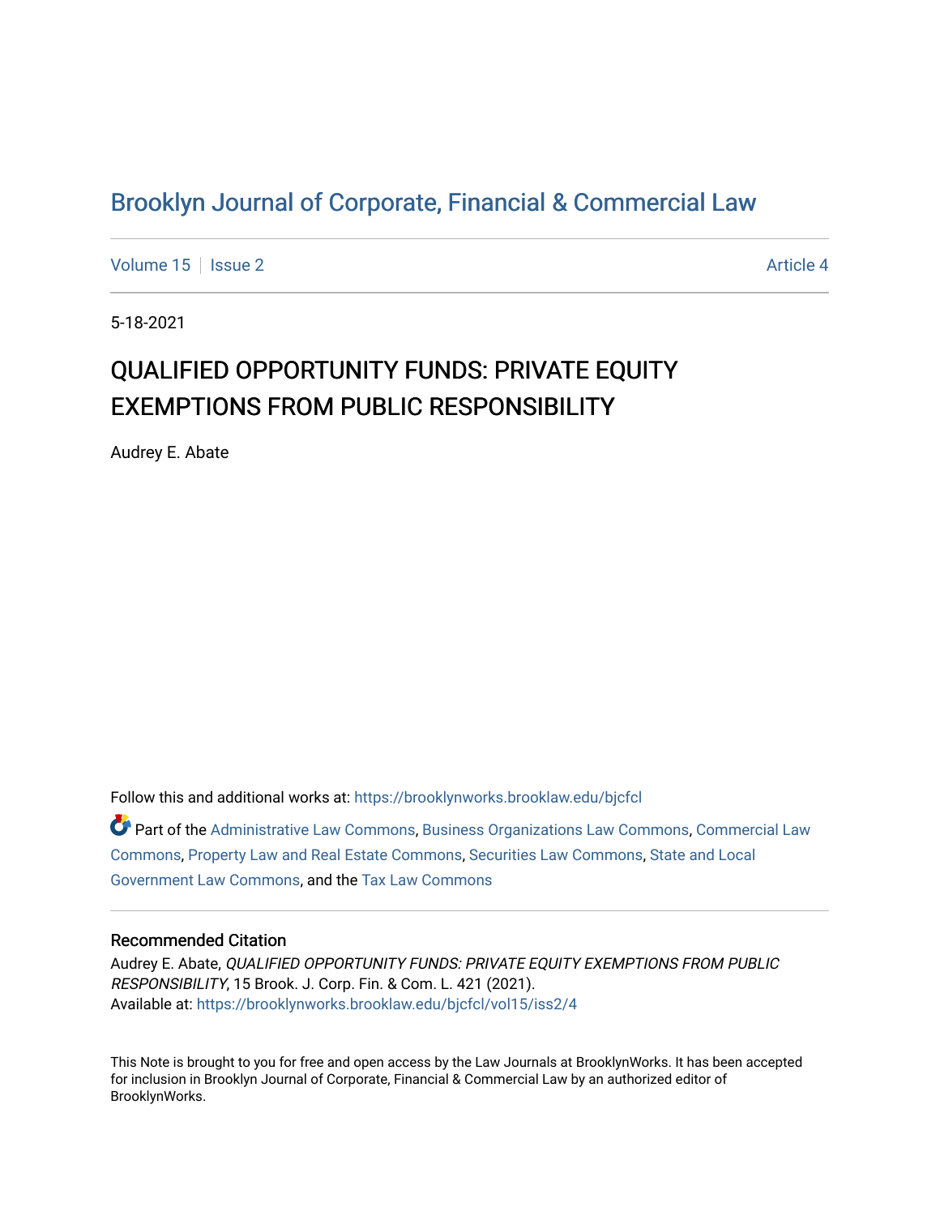# Brooklyn Journal of Corporate, Financial & Commercial Law

Volume 15 | Issue 2 | Article 4

5-18-2021

## QUALIFIED OPPORTUNITY FUNDS: PRIVATE EQUITY EXEMPTIONS FROM PUBLIC RESPONSIBILITY

Audrey E. Abate

Follow this and additional works at: https://brooklynworks.brooklaw.edu/bjcfcl

Part of the Administrative Law Commons, Business Organizations Law Commons, Commercial Law Commons, Property Law and Real Estate Commons, Securities Law Commons, State and Local Government Law Commons, and the Tax Law Commons

### Recommended Citation

Audrey E. Abate, *QUALIFIED OPPORTUNITY FUNDS: PRIVATE EQUITY EXEMPTIONS FROM PUBLIC RESPONSIBILITY*, 15 Brook. J. Corp. Fin. & Com. L. 421 (2021).
Available at: https://brooklynworks.brooklaw.edu/bjcfcl/vol15/iss2/4

This Note is brought to you for free and open access by the Law Journals at BrooklynWorks. It has been accepted for inclusion in Brooklyn Journal of Corporate, Financial & Commercial Law by an authorized editor of BrooklynWorks.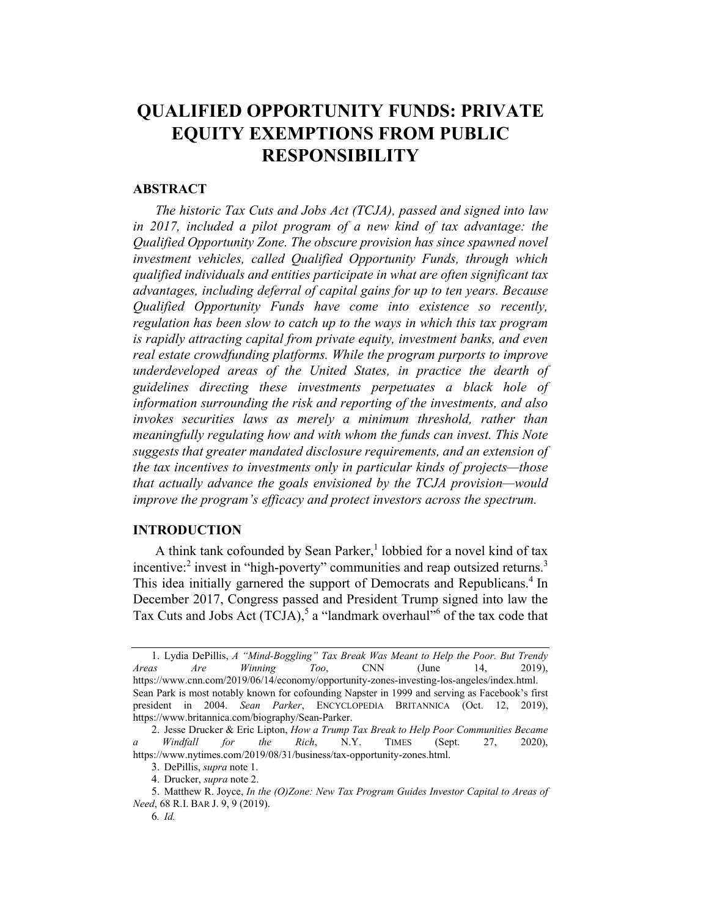# QUALIFIED OPPORTUNITY FUNDS: PRIVATE EQUITY EXEMPTIONS FROM PUBLIC RESPONSIBILITY

## ABSTRACT

*The historic Tax Cuts and Jobs Act (TCJA), passed and signed into law in 2017, included a pilot program of a new kind of tax advantage: the Qualified Opportunity Zone. The obscure provision has since spawned novel investment vehicles, called Qualified Opportunity Funds, through which qualified individuals and entities participate in what are often significant tax advantages, including deferral of capital gains for up to ten years. Because Qualified Opportunity Funds have come into existence so recently, regulation has been slow to catch up to the ways in which this tax program is rapidly attracting capital from private equity, investment banks, and even real estate crowdfunding platforms. While the program purports to improve underdeveloped areas of the United States, in practice the dearth of guidelines directing these investments perpetuates a black hole of information surrounding the risk and reporting of the investments, and also invokes securities laws as merely a minimum threshold, rather than meaningfully regulating how and with whom the funds can invest. This Note suggests that greater mandated disclosure requirements, and an extension of the tax incentives to investments only in particular kinds of projects—those that actually advance the goals envisioned by the TCJA provision—would improve the program's efficacy and protect investors across the spectrum.*

## INTRODUCTION

A think tank cofounded by Sean Parker,[1] lobbied for a novel kind of tax incentive:[2] invest in "high-poverty" communities and reap outsized returns.[3] This idea initially garnered the support of Democrats and Republicans.[4] In December 2017, Congress passed and President Trump signed into law the Tax Cuts and Jobs Act (TCJA),[5] a "landmark overhaul"[6] of the tax code that

---

1. Lydia DePillis, *A "Mind-Boggling" Tax Break Was Meant to Help the Poor. But Trendy Areas Are Winning Too*, CNN (June 14, 2019), https://www.cnn.com/2019/06/14/economy/opportunity-zones-investing-los-angeles/index.html. Sean Park is most notably known for cofounding Napster in 1999 and serving as Facebook's first president in 2004. *Sean Parker*, ENCYCLOPEDIA BRITANNICA (Oct. 12, 2019), https://www.britannica.com/biography/Sean-Parker.

2. Jesse Drucker & Eric Lipton, *How a Trump Tax Break to Help Poor Communities Became a Windfall for the Rich*, N.Y. TIMES (Sept. 27, 2020), https://www.nytimes.com/2019/08/31/business/tax-opportunity-zones.html.

3. DePillis, *supra* note 1.

4. Drucker, *supra* note 2.

5. Matthew R. Joyce, *In the (O)Zone: New Tax Program Guides Investor Capital to Areas of Need*, 68 R.I. BAR J. 9, 9 (2019).

6. *Id.*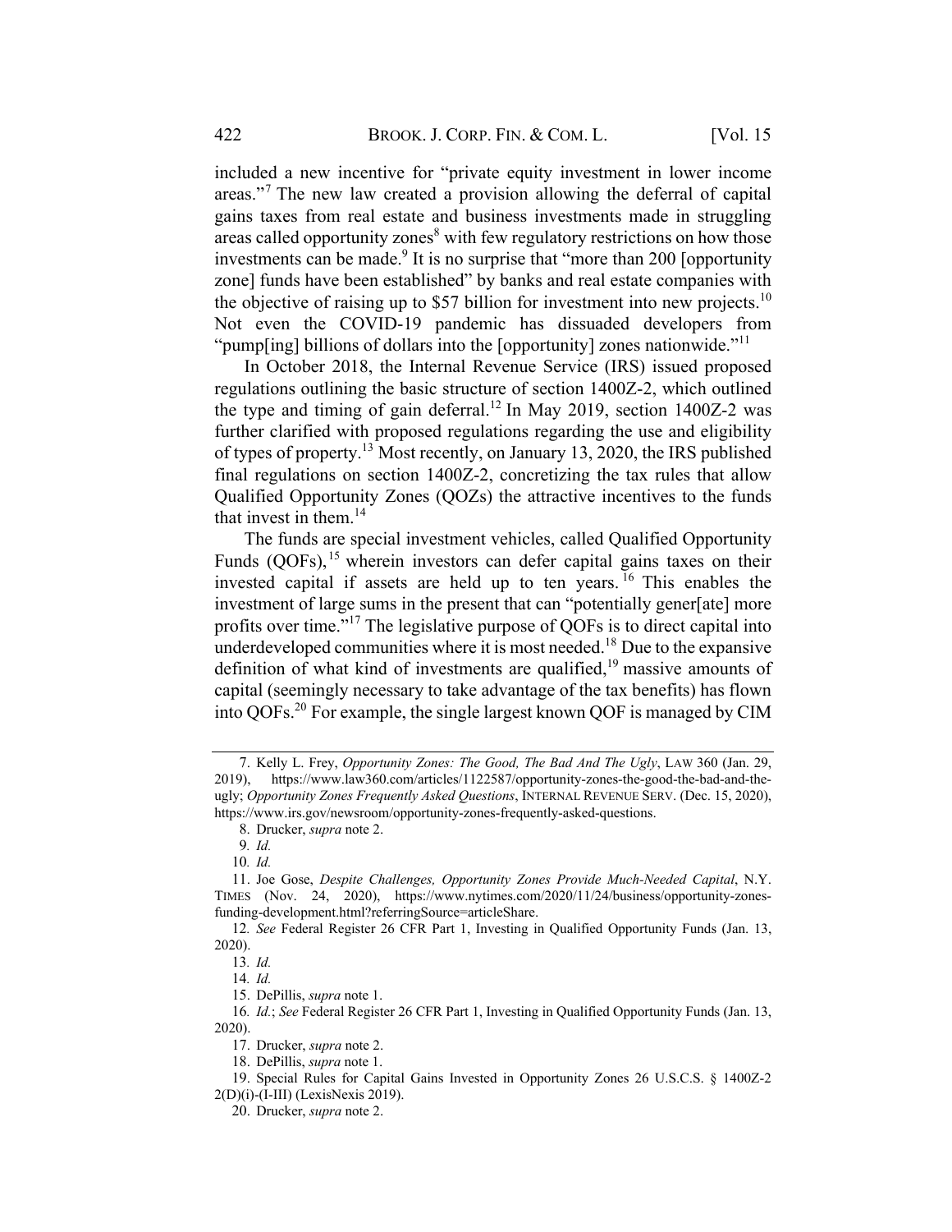included a new incentive for "private equity investment in lower income areas."[7] The new law created a provision allowing the deferral of capital gains taxes from real estate and business investments made in struggling areas called opportunity zones[8] with few regulatory restrictions on how those investments can be made.[9] It is no surprise that "more than 200 [opportunity zone] funds have been established" by banks and real estate companies with the objective of raising up to $57 billion for investment into new projects.[10] Not even the COVID-19 pandemic has dissuaded developers from "pump[ing] billions of dollars into the [opportunity] zones nationwide."[11]

In October 2018, the Internal Revenue Service (IRS) issued proposed regulations outlining the basic structure of section 1400Z-2, which outlined the type and timing of gain deferral.[12] In May 2019, section 1400Z-2 was further clarified with proposed regulations regarding the use and eligibility of types of property.[13] Most recently, on January 13, 2020, the IRS published final regulations on section 1400Z-2, concretizing the tax rules that allow Qualified Opportunity Zones (QOZs) the attractive incentives to the funds that invest in them.[14]

The funds are special investment vehicles, called Qualified Opportunity Funds (QOFs),[15] wherein investors can defer capital gains taxes on their invested capital if assets are held up to ten years.[16] This enables the investment of large sums in the present that can "potentially gener[ate] more profits over time."[17] The legislative purpose of QOFs is to direct capital into underdeveloped communities where it is most needed.[18] Due to the expansive definition of what kind of investments are qualified,[19] massive amounts of capital (seemingly necessary to take advantage of the tax benefits) has flown into QOFs.[20] For example, the single largest known QOF is managed by CIM

---

7. Kelly L. Frey, *Opportunity Zones: The Good, The Bad And The Ugly*, LAW 360 (Jan. 29, 2019), https://www.law360.com/articles/1122587/opportunity-zones-the-good-the-bad-and-the-ugly; *Opportunity Zones Frequently Asked Questions*, INTERNAL REVENUE SERV. (Dec. 15, 2020), https://www.irs.gov/newsroom/opportunity-zones-frequently-asked-questions.

8. Drucker, *supra* note 2.

9. *Id.*

10. *Id.*

11. Joe Gose, *Despite Challenges, Opportunity Zones Provide Much-Needed Capital*, N.Y. TIMES (Nov. 24, 2020), https://www.nytimes.com/2020/11/24/business/opportunity-zones-funding-development.html?referringSource=articleShare.

12. *See* Federal Register 26 CFR Part 1, Investing in Qualified Opportunity Funds (Jan. 13, 2020).

13. *Id.*

14. *Id.*

15. DePillis, *supra* note 1.

16. *Id.*; *See* Federal Register 26 CFR Part 1, Investing in Qualified Opportunity Funds (Jan. 13, 2020).

17. Drucker, *supra* note 2.

18. DePillis, *supra* note 1.

19. Special Rules for Capital Gains Invested in Opportunity Zones 26 U.S.C.S. § 1400Z-2 2(D)(i)-(I-III) (LexisNexis 2019).

20. Drucker, *supra* note 2.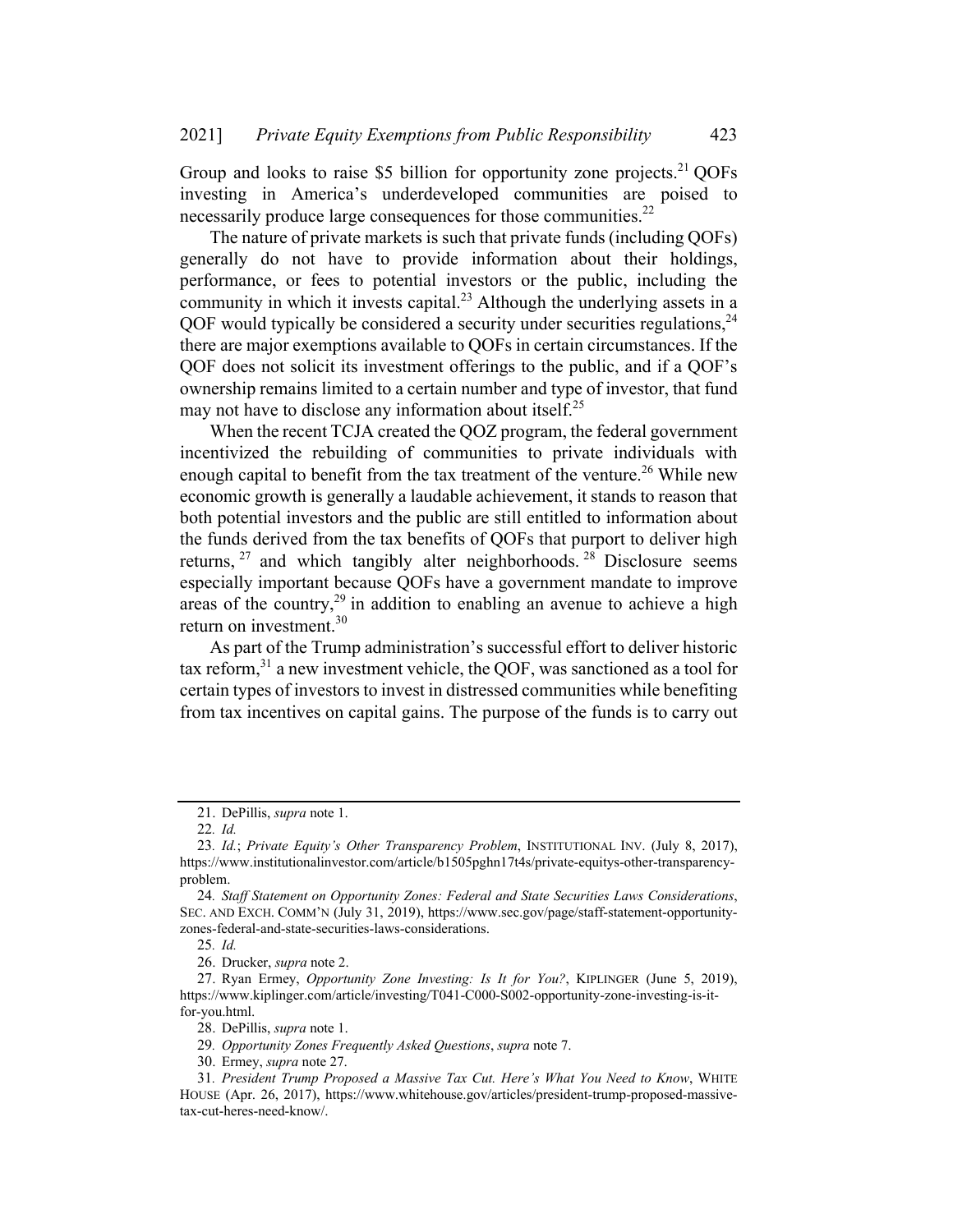Group and looks to raise $5 billion for opportunity zone projects.[21] QOFs investing in America's underdeveloped communities are poised to necessarily produce large consequences for those communities.[22]

The nature of private markets is such that private funds (including QOFs) generally do not have to provide information about their holdings, performance, or fees to potential investors or the public, including the community in which it invests capital.[23] Although the underlying assets in a QOF would typically be considered a security under securities regulations,[24] there are major exemptions available to QOFs in certain circumstances. If the QOF does not solicit its investment offerings to the public, and if a QOF's ownership remains limited to a certain number and type of investor, that fund may not have to disclose any information about itself.[25]

When the recent TCJA created the QOZ program, the federal government incentivized the rebuilding of communities to private individuals with enough capital to benefit from the tax treatment of the venture.[26] While new economic growth is generally a laudable achievement, it stands to reason that both potential investors and the public are still entitled to information about the funds derived from the tax benefits of QOFs that purport to deliver high returns,[27] and which tangibly alter neighborhoods.[28] Disclosure seems especially important because QOFs have a government mandate to improve areas of the country,[29] in addition to enabling an avenue to achieve a high return on investment.[30]

As part of the Trump administration's successful effort to deliver historic tax reform,[31] a new investment vehicle, the QOF, was sanctioned as a tool for certain types of investors to invest in distressed communities while benefiting from tax incentives on capital gains. The purpose of the funds is to carry out

---

21. DePillis, *supra* note 1.

22. *Id.*

23. *Id.*; *Private Equity's Other Transparency Problem*, INSTITUTIONAL INV. (July 8, 2017), https://www.institutionalinvestor.com/article/b1505pghn17t4s/private-equitys-other-transparency-problem.

24. *Staff Statement on Opportunity Zones: Federal and State Securities Laws Considerations*, SEC. AND EXCH. COMM'N (July 31, 2019), https://www.sec.gov/page/staff-statement-opportunity-zones-federal-and-state-securities-laws-considerations.

25. *Id.*

26. Drucker, *supra* note 2.

27. Ryan Ermey, *Opportunity Zone Investing: Is It for You?*, KIPLINGER (June 5, 2019), https://www.kiplinger.com/article/investing/T041-C000-S002-opportunity-zone-investing-is-it-for-you.html.

28. DePillis, *supra* note 1.

29. *Opportunity Zones Frequently Asked Questions*, *supra* note 7.

30. Ermey, *supra* note 27.

31. *President Trump Proposed a Massive Tax Cut. Here's What You Need to Know*, WHITE HOUSE (Apr. 26, 2017), https://www.whitehouse.gov/articles/president-trump-proposed-massive-tax-cut-heres-need-know/.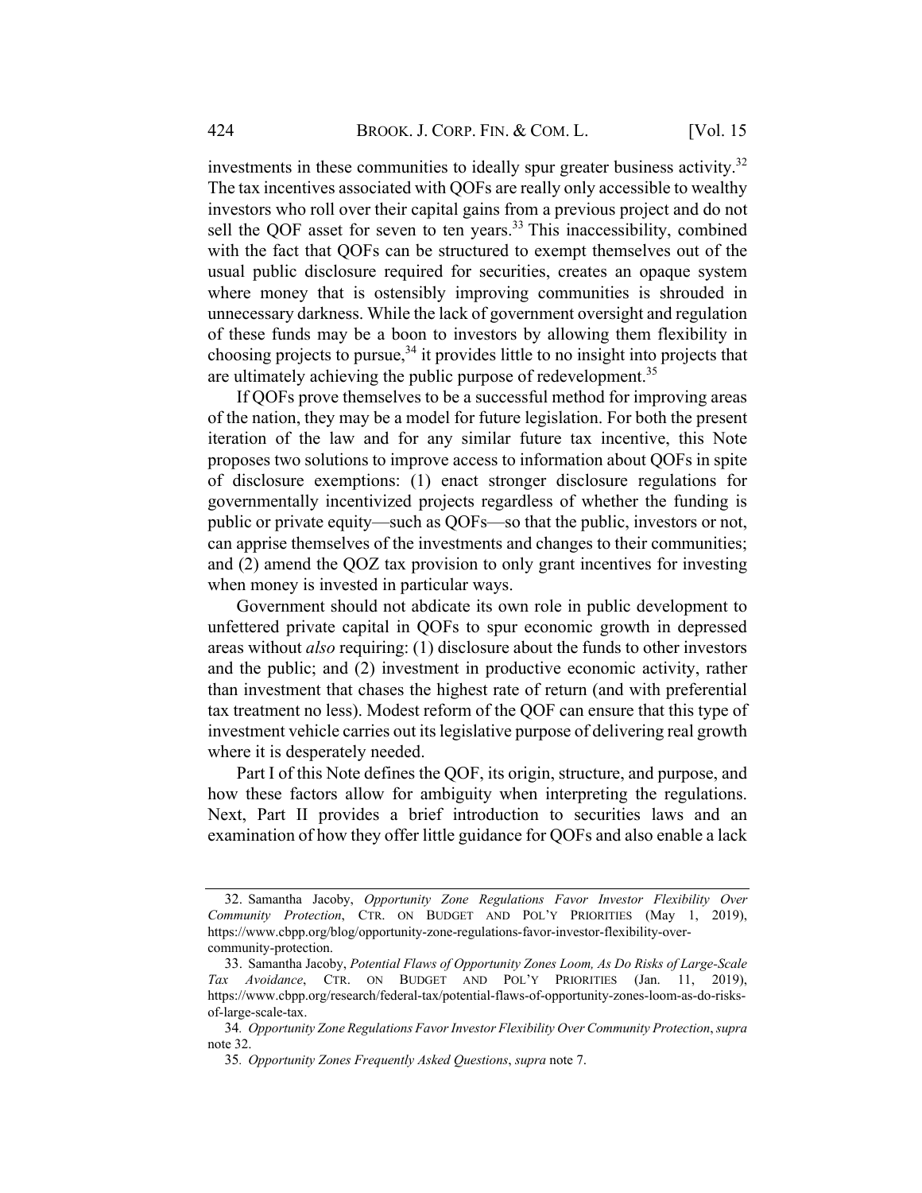investments in these communities to ideally spur greater business activity.[32] The tax incentives associated with QOFs are really only accessible to wealthy investors who roll over their capital gains from a previous project and do not sell the QOF asset for seven to ten years.[33] This inaccessibility, combined with the fact that QOFs can be structured to exempt themselves out of the usual public disclosure required for securities, creates an opaque system where money that is ostensibly improving communities is shrouded in unnecessary darkness. While the lack of government oversight and regulation of these funds may be a boon to investors by allowing them flexibility in choosing projects to pursue,[34] it provides little to no insight into projects that are ultimately achieving the public purpose of redevelopment.[35]

If QOFs prove themselves to be a successful method for improving areas of the nation, they may be a model for future legislation. For both the present iteration of the law and for any similar future tax incentive, this Note proposes two solutions to improve access to information about QOFs in spite of disclosure exemptions: (1) enact stronger disclosure regulations for governmentally incentivized projects regardless of whether the funding is public or private equity—such as QOFs—so that the public, investors or not, can apprise themselves of the investments and changes to their communities; and (2) amend the QOZ tax provision to only grant incentives for investing when money is invested in particular ways.

Government should not abdicate its own role in public development to unfettered private capital in QOFs to spur economic growth in depressed areas without *also* requiring: (1) disclosure about the funds to other investors and the public; and (2) investment in productive economic activity, rather than investment that chases the highest rate of return (and with preferential tax treatment no less). Modest reform of the QOF can ensure that this type of investment vehicle carries out its legislative purpose of delivering real growth where it is desperately needed.

Part I of this Note defines the QOF, its origin, structure, and purpose, and how these factors allow for ambiguity when interpreting the regulations. Next, Part II provides a brief introduction to securities laws and an examination of how they offer little guidance for QOFs and also enable a lack

---

32. Samantha Jacoby, *Opportunity Zone Regulations Favor Investor Flexibility Over Community Protection*, CTR. ON BUDGET AND POL'Y PRIORITIES (May 1, 2019), https://www.cbpp.org/blog/opportunity-zone-regulations-favor-investor-flexibility-over-community-protection.

33. Samantha Jacoby, *Potential Flaws of Opportunity Zones Loom, As Do Risks of Large-Scale Tax Avoidance*, CTR. ON BUDGET AND POL'Y PRIORITIES (Jan. 11, 2019), https://www.cbpp.org/research/federal-tax/potential-flaws-of-opportunity-zones-loom-as-do-risks-of-large-scale-tax.

34. *Opportunity Zone Regulations Favor Investor Flexibility Over Community Protection*, *supra* note 32.

35. *Opportunity Zones Frequently Asked Questions*, *supra* note 7.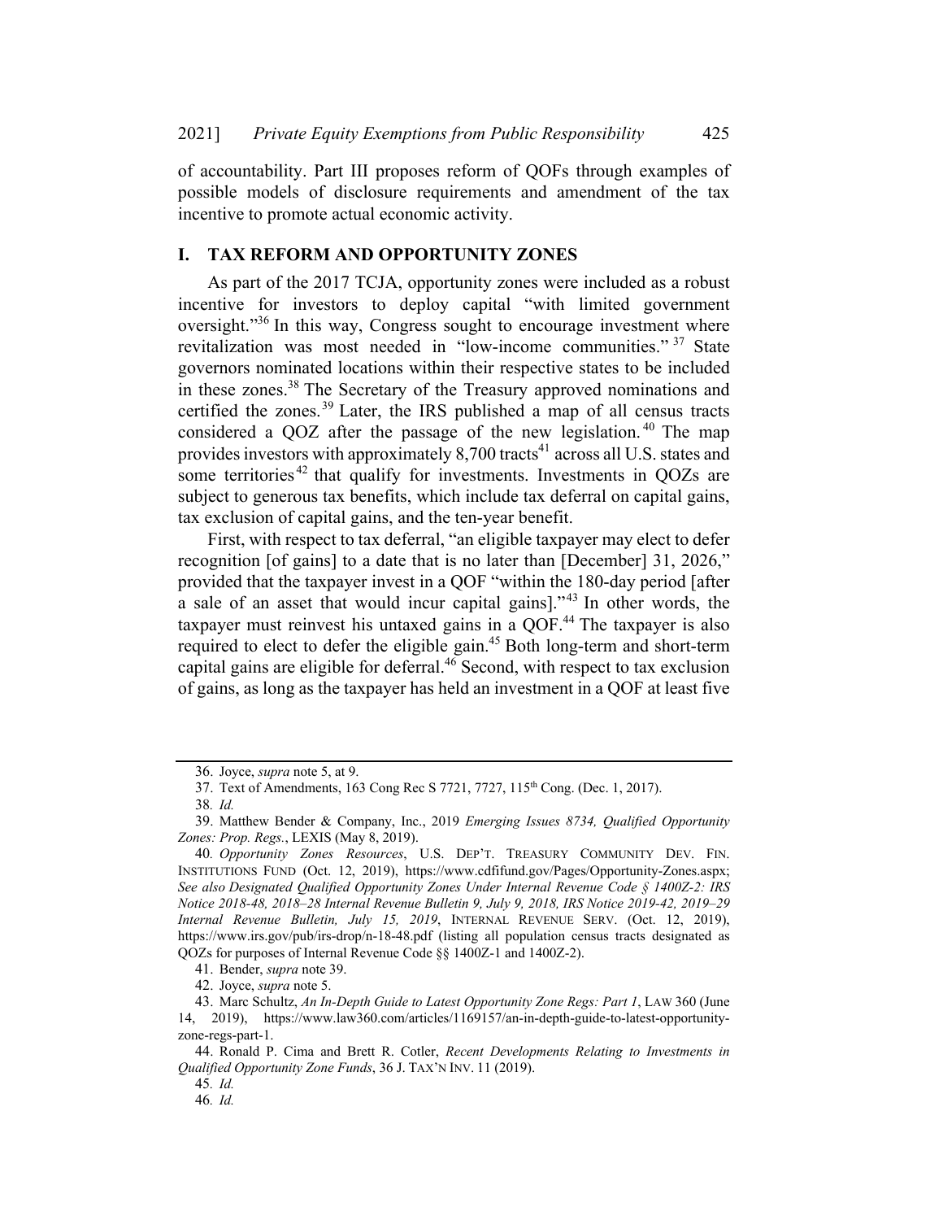of accountability. Part III proposes reform of QOFs through examples of possible models of disclosure requirements and amendment of the tax incentive to promote actual economic activity.

## I. TAX REFORM AND OPPORTUNITY ZONES

As part of the 2017 TCJA, opportunity zones were included as a robust incentive for investors to deploy capital "with limited government oversight."[36] In this way, Congress sought to encourage investment where revitalization was most needed in "low-income communities."[37] State governors nominated locations within their respective states to be included in these zones.[38] The Secretary of the Treasury approved nominations and certified the zones.[39] Later, the IRS published a map of all census tracts considered a QOZ after the passage of the new legislation.[40] The map provides investors with approximately 8,700 tracts[41] across all U.S. states and some territories[42] that qualify for investments. Investments in QOZs are subject to generous tax benefits, which include tax deferral on capital gains, tax exclusion of capital gains, and the ten-year benefit.

First, with respect to tax deferral, "an eligible taxpayer may elect to defer recognition [of gains] to a date that is no later than [December] 31, 2026," provided that the taxpayer invest in a QOF "within the 180-day period [after a sale of an asset that would incur capital gains]."[43] In other words, the taxpayer must reinvest his untaxed gains in a QOF.[44] The taxpayer is also required to elect to defer the eligible gain.[45] Both long-term and short-term capital gains are eligible for deferral.[46] Second, with respect to tax exclusion of gains, as long as the taxpayer has held an investment in a QOF at least five

---

36. Joyce, *supra* note 5, at 9.

37. Text of Amendments, 163 Cong Rec S 7721, 7727, 115th Cong. (Dec. 1, 2017).

38. *Id.*

39. Matthew Bender & Company, Inc., 2019 *Emerging Issues 8734, Qualified Opportunity Zones: Prop. Regs.*, LEXIS (May 8, 2019).

40. *Opportunity Zones Resources*, U.S. DEP'T. TREASURY COMMUNITY DEV. FIN. INSTITUTIONS FUND (Oct. 12, 2019), https://www.cdfifund.gov/Pages/Opportunity-Zones.aspx; *See also Designated Qualified Opportunity Zones Under Internal Revenue Code § 1400Z-2: IRS Notice 2018-48, 2018–28 Internal Revenue Bulletin 9, July 9, 2018, IRS Notice 2019-42, 2019–29 Internal Revenue Bulletin, July 15, 2019*, INTERNAL REVENUE SERV. (Oct. 12, 2019), https://www.irs.gov/pub/irs-drop/n-18-48.pdf (listing all population census tracts designated as QOZs for purposes of Internal Revenue Code §§ 1400Z-1 and 1400Z-2).

41. Bender, *supra* note 39.

42. Joyce, *supra* note 5.

43. Marc Schultz, *An In-Depth Guide to Latest Opportunity Zone Regs: Part 1*, LAW 360 (June 14, 2019), https://www.law360.com/articles/1169157/an-in-depth-guide-to-latest-opportunity-zone-regs-part-1.

44. Ronald P. Cima and Brett R. Cotler, *Recent Developments Relating to Investments in Qualified Opportunity Zone Funds*, 36 J. TAX'N INV. 11 (2019).

45. *Id.*

46. *Id.*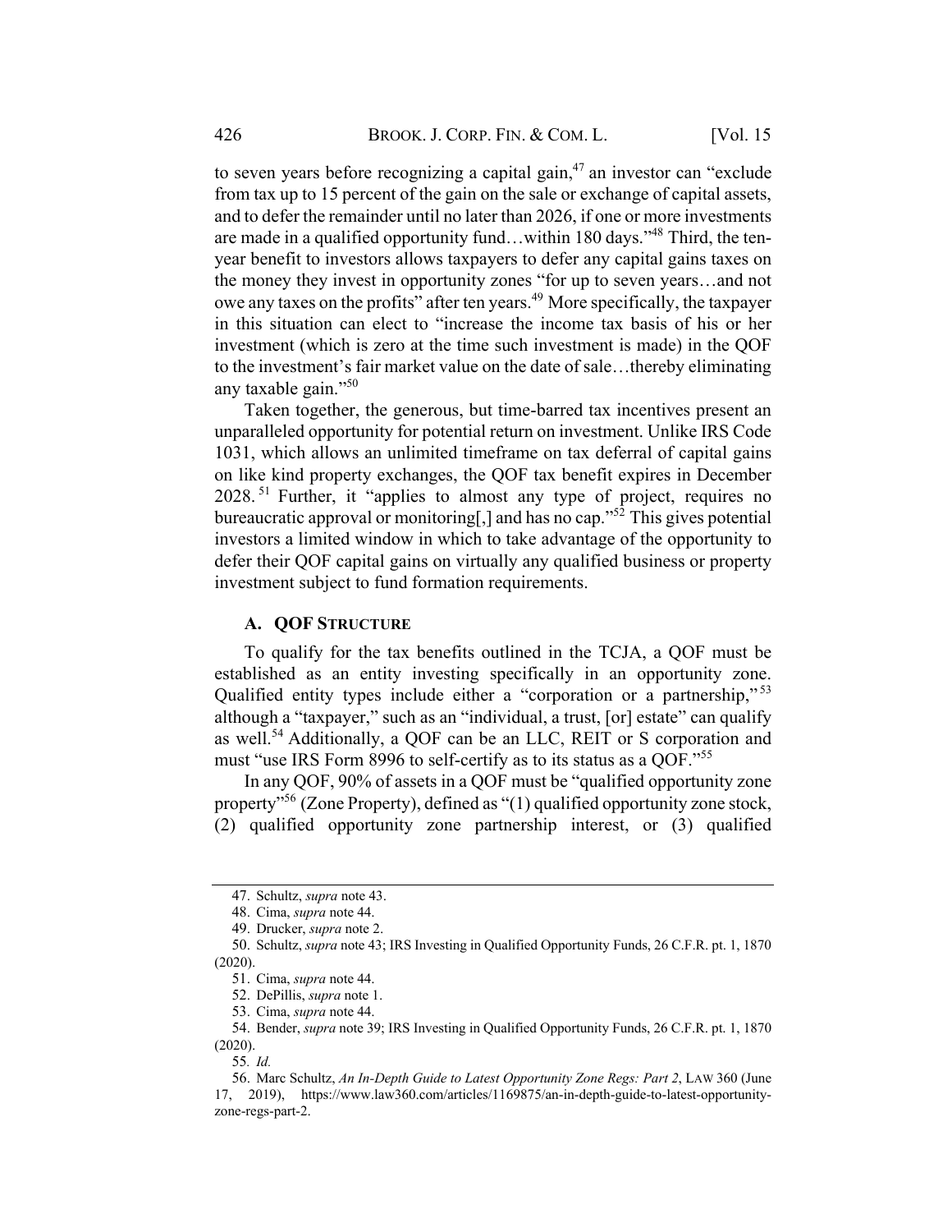to seven years before recognizing a capital gain,[47] an investor can "exclude from tax up to 15 percent of the gain on the sale or exchange of capital assets, and to defer the remainder until no later than 2026, if one or more investments are made in a qualified opportunity fund…within 180 days."[48] Third, the ten-year benefit to investors allows taxpayers to defer any capital gains taxes on the money they invest in opportunity zones "for up to seven years…and not owe any taxes on the profits" after ten years.[49] More specifically, the taxpayer in this situation can elect to "increase the income tax basis of his or her investment (which is zero at the time such investment is made) in the QOF to the investment's fair market value on the date of sale…thereby eliminating any taxable gain."[50]

Taken together, the generous, but time-barred tax incentives present an unparalleled opportunity for potential return on investment. Unlike IRS Code 1031, which allows an unlimited timeframe on tax deferral of capital gains on like kind property exchanges, the QOF tax benefit expires in December 2028.[51] Further, it "applies to almost any type of project, requires no bureaucratic approval or monitoring[,] and has no cap."[52] This gives potential investors a limited window in which to take advantage of the opportunity to defer their QOF capital gains on virtually any qualified business or property investment subject to fund formation requirements.

### A. QOF STRUCTURE

To qualify for the tax benefits outlined in the TCJA, a QOF must be established as an entity investing specifically in an opportunity zone. Qualified entity types include either a "corporation or a partnership,"[53] although a "taxpayer," such as an "individual, a trust, [or] estate" can qualify as well.[54] Additionally, a QOF can be an LLC, REIT or S corporation and must "use IRS Form 8996 to self-certify as to its status as a QOF."[55]

In any QOF, 90% of assets in a QOF must be "qualified opportunity zone property"[56] (Zone Property), defined as "(1) qualified opportunity zone stock, (2) qualified opportunity zone partnership interest, or (3) qualified

---

47. Schultz, *supra* note 43.

48. Cima, *supra* note 44.

49. Drucker, *supra* note 2.

50. Schultz, *supra* note 43; IRS Investing in Qualified Opportunity Funds, 26 C.F.R. pt. 1, 1870 (2020).

51. Cima, *supra* note 44.

52. DePillis, *supra* note 1.

53. Cima, *supra* note 44.

54. Bender, *supra* note 39; IRS Investing in Qualified Opportunity Funds, 26 C.F.R. pt. 1, 1870 (2020).

55. *Id.*

56. Marc Schultz, *An In-Depth Guide to Latest Opportunity Zone Regs: Part 2*, LAW 360 (June 17, 2019), https://www.law360.com/articles/1169875/an-in-depth-guide-to-latest-opportunity-zone-regs-part-2.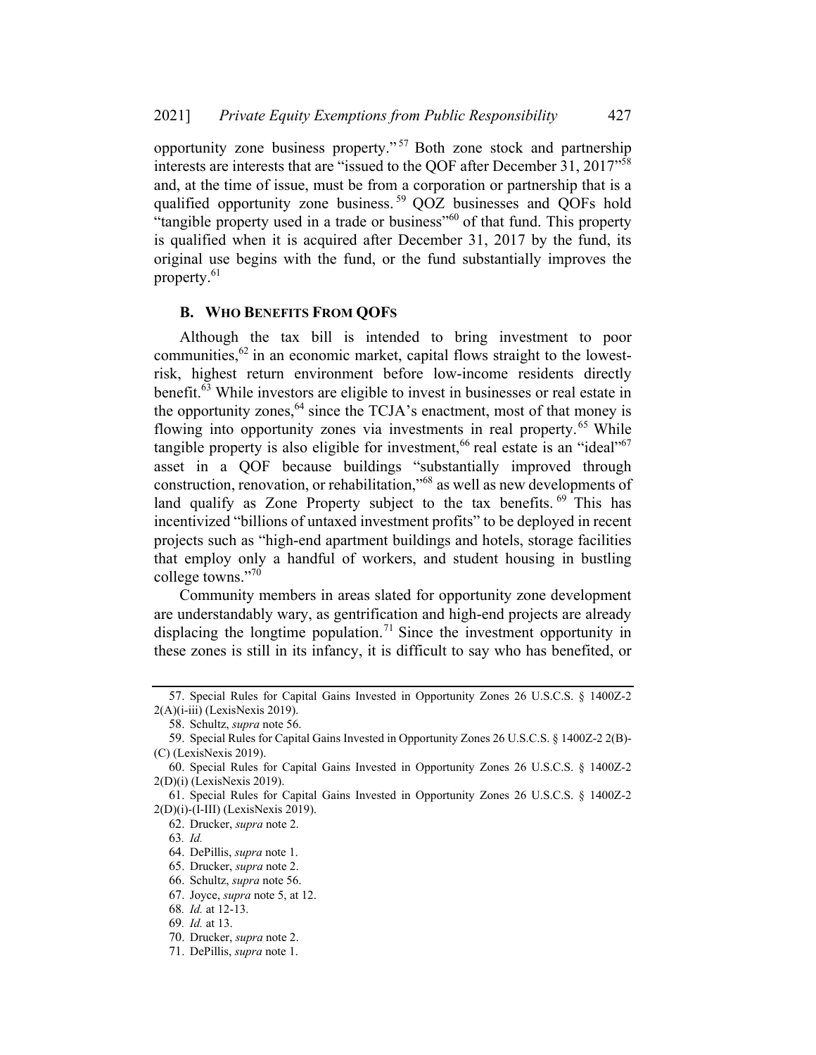opportunity zone business property."[57] Both zone stock and partnership interests are interests that are "issued to the QOF after December 31, 2017"[58] and, at the time of issue, must be from a corporation or partnership that is a qualified opportunity zone business.[59] QOZ businesses and QOFs hold "tangible property used in a trade or business"[60] of that fund. This property is qualified when it is acquired after December 31, 2017 by the fund, its original use begins with the fund, or the fund substantially improves the property.[61]

### B. WHO BENEFITS FROM QOFS

Although the tax bill is intended to bring investment to poor communities,[62] in an economic market, capital flows straight to the lowest-risk, highest return environment before low-income residents directly benefit.[63] While investors are eligible to invest in businesses or real estate in the opportunity zones,[64] since the TCJA's enactment, most of that money is flowing into opportunity zones via investments in real property.[65] While tangible property is also eligible for investment,[66] real estate is an "ideal"[67] asset in a QOF because buildings "substantially improved through construction, renovation, or rehabilitation,"[68] as well as new developments of land qualify as Zone Property subject to the tax benefits.[69] This has incentivized "billions of untaxed investment profits" to be deployed in recent projects such as "high-end apartment buildings and hotels, storage facilities that employ only a handful of workers, and student housing in bustling college towns."[70]

Community members in areas slated for opportunity zone development are understandably wary, as gentrification and high-end projects are already displacing the longtime population.[71] Since the investment opportunity in these zones is still in its infancy, it is difficult to say who has benefited, or

---

57. Special Rules for Capital Gains Invested in Opportunity Zones 26 U.S.C.S. § 1400Z-2 2(A)(i-iii) (LexisNexis 2019).

58. Schultz, *supra* note 56.

59. Special Rules for Capital Gains Invested in Opportunity Zones 26 U.S.C.S. § 1400Z-2 2(B)-(C) (LexisNexis 2019).

60. Special Rules for Capital Gains Invested in Opportunity Zones 26 U.S.C.S. § 1400Z-2 2(D)(i) (LexisNexis 2019).

61. Special Rules for Capital Gains Invested in Opportunity Zones 26 U.S.C.S. § 1400Z-2 2(D)(i)-(I-III) (LexisNexis 2019).

62. Drucker, *supra* note 2.

63. *Id.*

64. DePillis, *supra* note 1.

65. Drucker, *supra* note 2.

66. Schultz, *supra* note 56.

67. Joyce, *supra* note 5, at 12.

68. *Id.* at 12-13.

69. *Id.* at 13.

70. Drucker, *supra* note 2.

71. DePillis, *supra* note 1.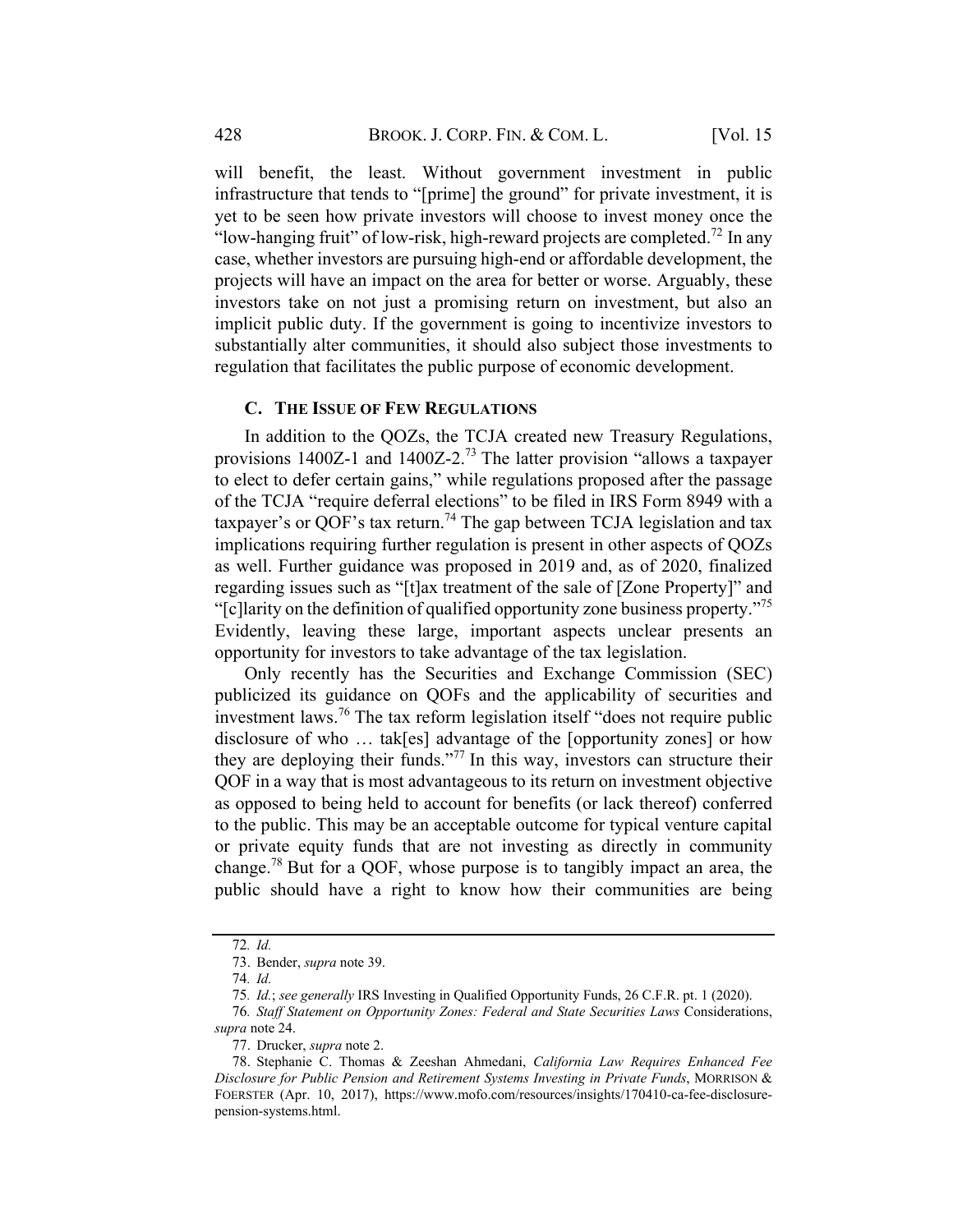will benefit, the least. Without government investment in public infrastructure that tends to "[prime] the ground" for private investment, it is yet to be seen how private investors will choose to invest money once the "low-hanging fruit" of low-risk, high-reward projects are completed.[72] In any case, whether investors are pursuing high-end or affordable development, the projects will have an impact on the area for better or worse. Arguably, these investors take on not just a promising return on investment, but also an implicit public duty. If the government is going to incentivize investors to substantially alter communities, it should also subject those investments to regulation that facilitates the public purpose of economic development.

### C. THE ISSUE OF FEW REGULATIONS

In addition to the QOZs, the TCJA created new Treasury Regulations, provisions 1400Z-1 and 1400Z-2.[73] The latter provision "allows a taxpayer to elect to defer certain gains," while regulations proposed after the passage of the TCJA "require deferral elections" to be filed in IRS Form 8949 with a taxpayer's or QOF's tax return.[74] The gap between TCJA legislation and tax implications requiring further regulation is present in other aspects of QOZs as well. Further guidance was proposed in 2019 and, as of 2020, finalized regarding issues such as "[t]ax treatment of the sale of [Zone Property]" and "[c]larity on the definition of qualified opportunity zone business property."[75] Evidently, leaving these large, important aspects unclear presents an opportunity for investors to take advantage of the tax legislation.

Only recently has the Securities and Exchange Commission (SEC) publicized its guidance on QOFs and the applicability of securities and investment laws.[76] The tax reform legislation itself "does not require public disclosure of who … tak[es] advantage of the [opportunity zones] or how they are deploying their funds."[77] In this way, investors can structure their QOF in a way that is most advantageous to its return on investment objective as opposed to being held to account for benefits (or lack thereof) conferred to the public. This may be an acceptable outcome for typical venture capital or private equity funds that are not investing as directly in community change.[78] But for a QOF, whose purpose is to tangibly impact an area, the public should have a right to know how their communities are being

---

72. *Id.*

73. Bender, *supra* note 39.

74. *Id.*

75. *Id.*; *see generally* IRS Investing in Qualified Opportunity Funds, 26 C.F.R. pt. 1 (2020).

76. *Staff Statement on Opportunity Zones: Federal and State Securities Laws* Considerations, *supra* note 24.

77. Drucker, *supra* note 2.

78. Stephanie C. Thomas & Zeeshan Ahmedani, *California Law Requires Enhanced Fee Disclosure for Public Pension and Retirement Systems Investing in Private Funds*, MORRISON & FOERSTER (Apr. 10, 2017), https://www.mofo.com/resources/insights/170410-ca-fee-disclosure-pension-systems.html.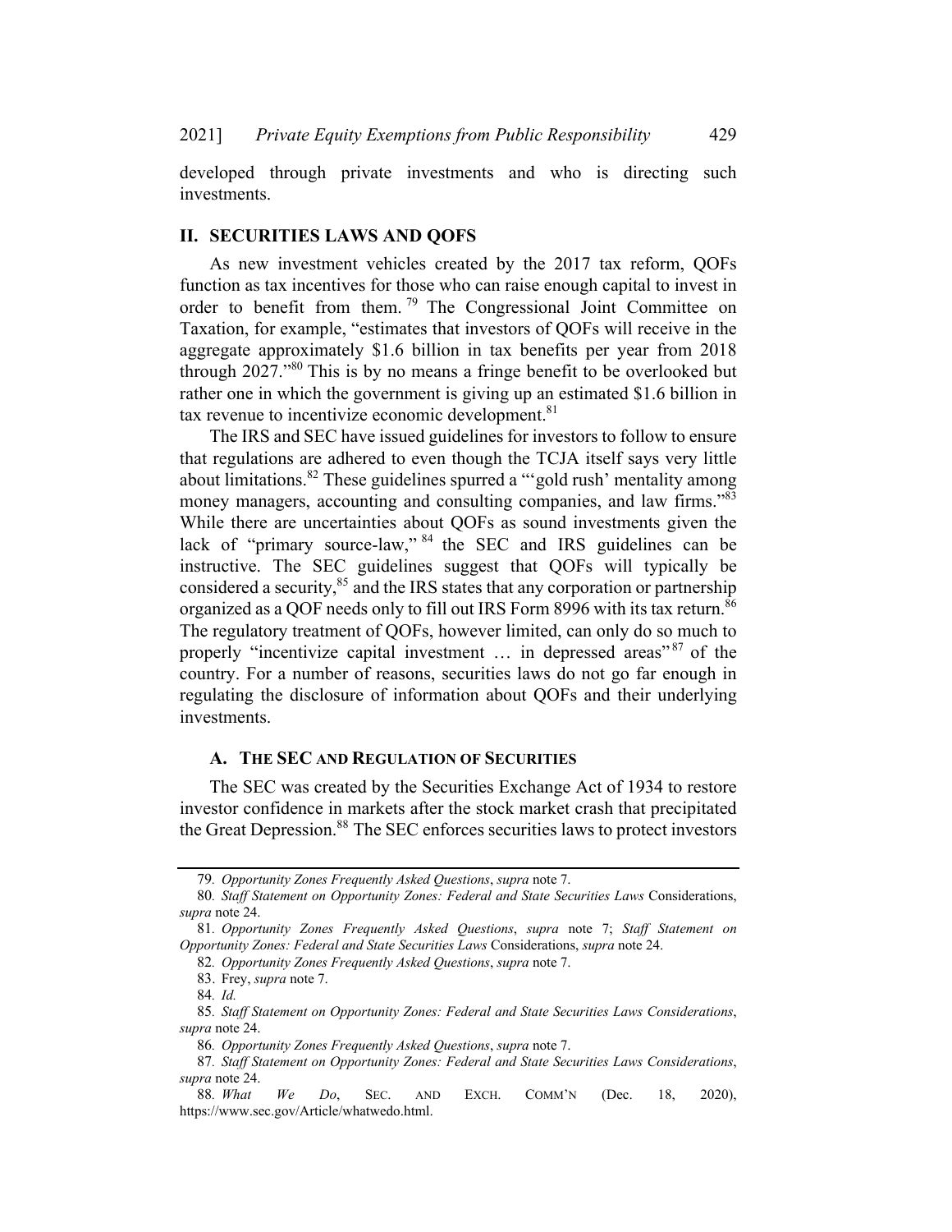developed through private investments and who is directing such investments.

## II. SECURITIES LAWS AND QOFS

As new investment vehicles created by the 2017 tax reform, QOFs function as tax incentives for those who can raise enough capital to invest in order to benefit from them.[79] The Congressional Joint Committee on Taxation, for example, "estimates that investors of QOFs will receive in the aggregate approximately $1.6 billion in tax benefits per year from 2018 through 2027."[80] This is by no means a fringe benefit to be overlooked but rather one in which the government is giving up an estimated $1.6 billion in tax revenue to incentivize economic development.[81]

The IRS and SEC have issued guidelines for investors to follow to ensure that regulations are adhered to even though the TCJA itself says very little about limitations.[82] These guidelines spurred a "'gold rush' mentality among money managers, accounting and consulting companies, and law firms."[83] While there are uncertainties about QOFs as sound investments given the lack of "primary source-law,"[84] the SEC and IRS guidelines can be instructive. The SEC guidelines suggest that QOFs will typically be considered a security,[85] and the IRS states that any corporation or partnership organized as a QOF needs only to fill out IRS Form 8996 with its tax return.[86] The regulatory treatment of QOFs, however limited, can only do so much to properly "incentivize capital investment … in depressed areas"[87] of the country. For a number of reasons, securities laws do not go far enough in regulating the disclosure of information about QOFs and their underlying investments.

### A. THE SEC AND REGULATION OF SECURITIES

The SEC was created by the Securities Exchange Act of 1934 to restore investor confidence in markets after the stock market crash that precipitated the Great Depression.[88] The SEC enforces securities laws to protect investors

---

79. *Opportunity Zones Frequently Asked Questions*, *supra* note 7.

80. *Staff Statement on Opportunity Zones: Federal and State Securities Laws* Considerations, *supra* note 24.

81. *Opportunity Zones Frequently Asked Questions*, *supra* note 7; *Staff Statement on Opportunity Zones: Federal and State Securities Laws* Considerations, *supra* note 24.

82. *Opportunity Zones Frequently Asked Questions*, *supra* note 7.

83. Frey, *supra* note 7.

84. *Id.*

85. *Staff Statement on Opportunity Zones: Federal and State Securities Laws Considerations*, *supra* note 24.

86. *Opportunity Zones Frequently Asked Questions*, *supra* note 7.

87. *Staff Statement on Opportunity Zones: Federal and State Securities Laws Considerations*, *supra* note 24.

88. *What We Do*, SEC. AND EXCH. COMM'N (Dec. 18, 2020), https://www.sec.gov/Article/whatwedo.html.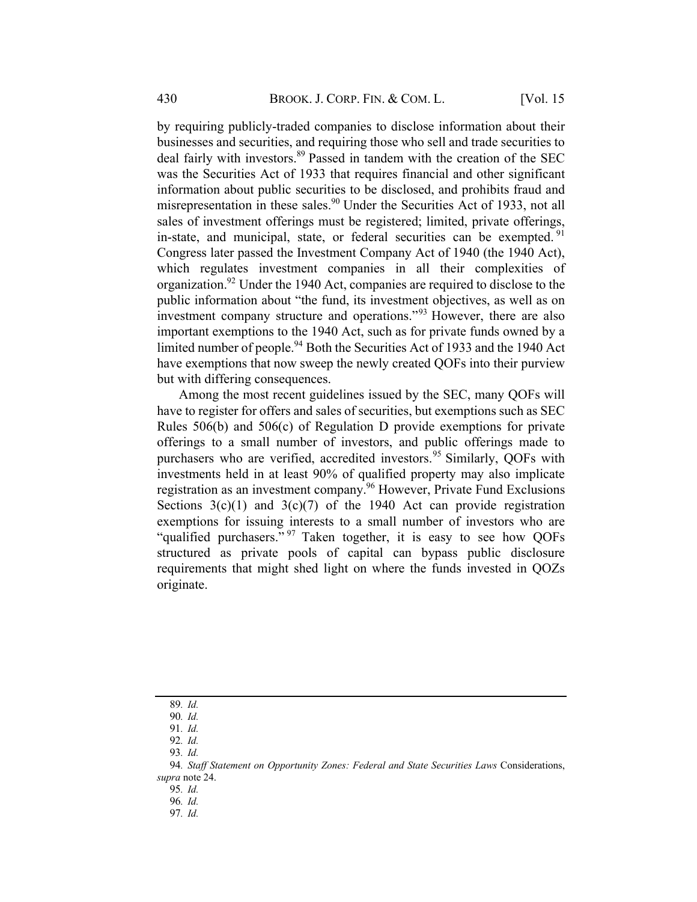by requiring publicly-traded companies to disclose information about their businesses and securities, and requiring those who sell and trade securities to deal fairly with investors.[89] Passed in tandem with the creation of the SEC was the Securities Act of 1933 that requires financial and other significant information about public securities to be disclosed, and prohibits fraud and misrepresentation in these sales.[90] Under the Securities Act of 1933, not all sales of investment offerings must be registered; limited, private offerings, in-state, and municipal, state, or federal securities can be exempted.[91] Congress later passed the Investment Company Act of 1940 (the 1940 Act), which regulates investment companies in all their complexities of organization.[92] Under the 1940 Act, companies are required to disclose to the public information about "the fund, its investment objectives, as well as on investment company structure and operations."[93] However, there are also important exemptions to the 1940 Act, such as for private funds owned by a limited number of people.[94] Both the Securities Act of 1933 and the 1940 Act have exemptions that now sweep the newly created QOFs into their purview but with differing consequences.

Among the most recent guidelines issued by the SEC, many QOFs will have to register for offers and sales of securities, but exemptions such as SEC Rules 506(b) and 506(c) of Regulation D provide exemptions for private offerings to a small number of investors, and public offerings made to purchasers who are verified, accredited investors.[95] Similarly, QOFs with investments held in at least 90% of qualified property may also implicate registration as an investment company.[96] However, Private Fund Exclusions Sections 3(c)(1) and 3(c)(7) of the 1940 Act can provide registration exemptions for issuing interests to a small number of investors who are "qualified purchasers."[97] Taken together, it is easy to see how QOFs structured as private pools of capital can bypass public disclosure requirements that might shed light on where the funds invested in QOZs originate.

---

89. *Id.*

90. *Id.*

91. *Id.*

92. *Id.*

93. *Id.*

94. *Staff Statement on Opportunity Zones: Federal and State Securities Laws* Considerations, *supra* note 24.

95. *Id.*

96. *Id.*

97. *Id.*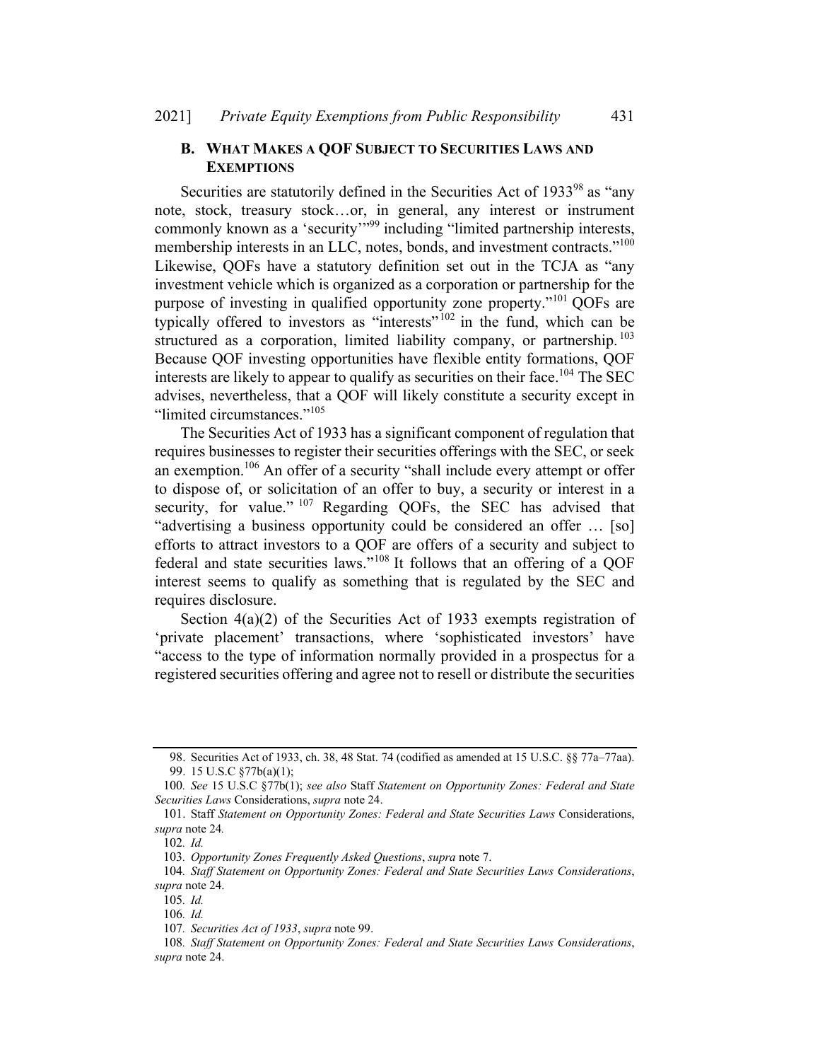### B. WHAT MAKES A QOF SUBJECT TO SECURITIES LAWS AND EXEMPTIONS

Securities are statutorily defined in the Securities Act of 1933[98] as "any note, stock, treasury stock…or, in general, any interest or instrument commonly known as a 'security'"[99] including "limited partnership interests, membership interests in an LLC, notes, bonds, and investment contracts."[100] Likewise, QOFs have a statutory definition set out in the TCJA as "any investment vehicle which is organized as a corporation or partnership for the purpose of investing in qualified opportunity zone property."[101] QOFs are typically offered to investors as "interests"[102] in the fund, which can be structured as a corporation, limited liability company, or partnership.[103] Because QOF investing opportunities have flexible entity formations, QOF interests are likely to appear to qualify as securities on their face.[104] The SEC advises, nevertheless, that a QOF will likely constitute a security except in "limited circumstances."[105]

The Securities Act of 1933 has a significant component of regulation that requires businesses to register their securities offerings with the SEC, or seek an exemption.[106] An offer of a security "shall include every attempt or offer to dispose of, or solicitation of an offer to buy, a security or interest in a security, for value."[107] Regarding QOFs, the SEC has advised that "advertising a business opportunity could be considered an offer … [so] efforts to attract investors to a QOF are offers of a security and subject to federal and state securities laws."[108] It follows that an offering of a QOF interest seems to qualify as something that is regulated by the SEC and requires disclosure.

Section 4(a)(2) of the Securities Act of 1933 exempts registration of 'private placement' transactions, where 'sophisticated investors' have "access to the type of information normally provided in a prospectus for a registered securities offering and agree not to resell or distribute the securities

---

98. Securities Act of 1933, ch. 38, 48 Stat. 74 (codified as amended at 15 U.S.C. §§ 77a–77aa).

99. 15 U.S.C §77b(a)(1);

100. *See* 15 U.S.C §77b(1); *see also* Staff *Statement on Opportunity Zones: Federal and State Securities Laws* Considerations, *supra* note 24.

101. Staff *Statement on Opportunity Zones: Federal and State Securities Laws* Considerations, *supra* note 24*.*

102. *Id.*

103. *Opportunity Zones Frequently Asked Questions*, *supra* note 7.

104. *Staff Statement on Opportunity Zones: Federal and State Securities Laws Considerations*, *supra* note 24.

105. *Id.*

106. *Id.*

107. *Securities Act of 1933*, *supra* note 99.

108. *Staff Statement on Opportunity Zones: Federal and State Securities Laws Considerations*, *supra* note 24.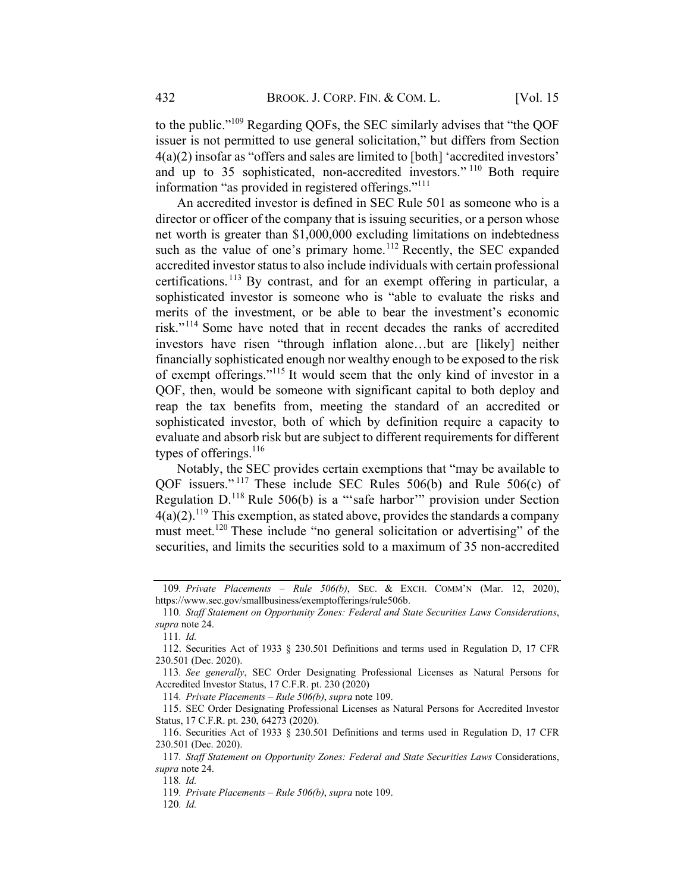to the public."[109] Regarding QOFs, the SEC similarly advises that "the QOF issuer is not permitted to use general solicitation," but differs from Section 4(a)(2) insofar as "offers and sales are limited to [both] 'accredited investors' and up to 35 sophisticated, non-accredited investors."[110] Both require information "as provided in registered offerings."[111]

An accredited investor is defined in SEC Rule 501 as someone who is a director or officer of the company that is issuing securities, or a person whose net worth is greater than $1,000,000 excluding limitations on indebtedness such as the value of one's primary home.[112] Recently, the SEC expanded accredited investor status to also include individuals with certain professional certifications.[113] By contrast, and for an exempt offering in particular, a sophisticated investor is someone who is "able to evaluate the risks and merits of the investment, or be able to bear the investment's economic risk."[114] Some have noted that in recent decades the ranks of accredited investors have risen "through inflation alone…but are [likely] neither financially sophisticated enough nor wealthy enough to be exposed to the risk of exempt offerings."[115] It would seem that the only kind of investor in a QOF, then, would be someone with significant capital to both deploy and reap the tax benefits from, meeting the standard of an accredited or sophisticated investor, both of which by definition require a capacity to evaluate and absorb risk but are subject to different requirements for different types of offerings.[116]

Notably, the SEC provides certain exemptions that "may be available to QOF issuers."[117] These include SEC Rules 506(b) and Rule 506(c) of Regulation D.[118] Rule 506(b) is a "'safe harbor'" provision under Section 4(a)(2).[119] This exemption, as stated above, provides the standards a company must meet.[120] These include "no general solicitation or advertising" of the securities, and limits the securities sold to a maximum of 35 non-accredited

---

109. *Private Placements – Rule 506(b)*, SEC. & EXCH. COMM'N (Mar. 12, 2020), https://www.sec.gov/smallbusiness/exemptofferings/rule506b.

110. *Staff Statement on Opportunity Zones: Federal and State Securities Laws Considerations*, *supra* note 24.

111. *Id.*

112. Securities Act of 1933 § 230.501 Definitions and terms used in Regulation D, 17 CFR 230.501 (Dec. 2020).

113. *See generally*, SEC Order Designating Professional Licenses as Natural Persons for Accredited Investor Status, 17 C.F.R. pt. 230 (2020)

114. *Private Placements – Rule 506(b)*, *supra* note 109.

115. SEC Order Designating Professional Licenses as Natural Persons for Accredited Investor Status, 17 C.F.R. pt. 230, 64273 (2020).

116. Securities Act of 1933 § 230.501 Definitions and terms used in Regulation D, 17 CFR 230.501 (Dec. 2020).

117. *Staff Statement on Opportunity Zones: Federal and State Securities Laws* Considerations, *supra* note 24.

118. *Id.*

119. *Private Placements – Rule 506(b)*, *supra* note 109.

120. *Id.*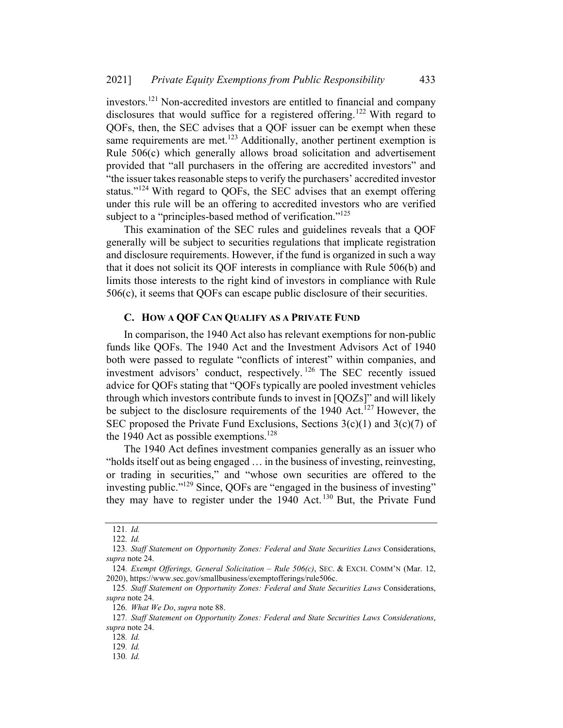investors.[121] Non-accredited investors are entitled to financial and company disclosures that would suffice for a registered offering.[122] With regard to QOFs, then, the SEC advises that a QOF issuer can be exempt when these same requirements are met.[123] Additionally, another pertinent exemption is Rule 506(c) which generally allows broad solicitation and advertisement provided that "all purchasers in the offering are accredited investors" and "the issuer takes reasonable steps to verify the purchasers' accredited investor status."[124] With regard to QOFs, the SEC advises that an exempt offering under this rule will be an offering to accredited investors who are verified subject to a "principles-based method of verification."[125]

This examination of the SEC rules and guidelines reveals that a QOF generally will be subject to securities regulations that implicate registration and disclosure requirements. However, if the fund is organized in such a way that it does not solicit its QOF interests in compliance with Rule 506(b) and limits those interests to the right kind of investors in compliance with Rule 506(c), it seems that QOFs can escape public disclosure of their securities.

### C. HOW A QOF CAN QUALIFY AS A PRIVATE FUND

In comparison, the 1940 Act also has relevant exemptions for non-public funds like QOFs. The 1940 Act and the Investment Advisors Act of 1940 both were passed to regulate "conflicts of interest" within companies, and investment advisors' conduct, respectively.[126] The SEC recently issued advice for QOFs stating that "QOFs typically are pooled investment vehicles through which investors contribute funds to invest in [QOZs]" and will likely be subject to the disclosure requirements of the 1940 Act.[127] However, the SEC proposed the Private Fund Exclusions, Sections 3(c)(1) and 3(c)(7) of the 1940 Act as possible exemptions.[128]

The 1940 Act defines investment companies generally as an issuer who "holds itself out as being engaged … in the business of investing, reinvesting, or trading in securities," and "whose own securities are offered to the investing public."[129] Since, QOFs are "engaged in the business of investing" they may have to register under the 1940 Act.[130] But, the Private Fund

---

121. *Id.*

122. *Id.*

123. *Staff Statement on Opportunity Zones: Federal and State Securities Laws* Considerations, *supra* note 24.

124. *Exempt Offerings, General Solicitation – Rule 506(c)*, SEC. & EXCH. COMM'N (Mar. 12, 2020), https://www.sec.gov/smallbusiness/exemptofferings/rule506c.

125. *Staff Statement on Opportunity Zones: Federal and State Securities Laws* Considerations, *supra* note 24.

126. *What We Do*, *supra* note 88.

127. *Staff Statement on Opportunity Zones: Federal and State Securities Laws Considerations*, *supra* note 24.

128. *Id.*

129. *Id.*

130. *Id.*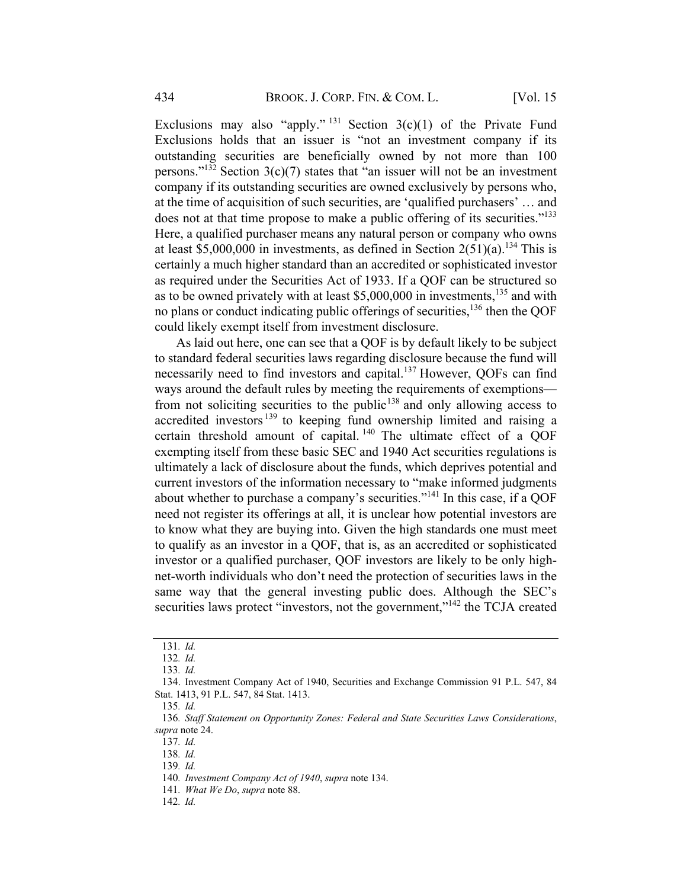Exclusions may also "apply."[131] Section 3(c)(1) of the Private Fund Exclusions holds that an issuer is "not an investment company if its outstanding securities are beneficially owned by not more than 100 persons."[132] Section 3(c)(7) states that "an issuer will not be an investment company if its outstanding securities are owned exclusively by persons who, at the time of acquisition of such securities, are 'qualified purchasers' … and does not at that time propose to make a public offering of its securities."[133] Here, a qualified purchaser means any natural person or company who owns at least $5,000,000 in investments, as defined in Section 2(51)(a).[134] This is certainly a much higher standard than an accredited or sophisticated investor as required under the Securities Act of 1933. If a QOF can be structured so as to be owned privately with at least $5,000,000 in investments,[135] and with no plans or conduct indicating public offerings of securities,[136] then the QOF could likely exempt itself from investment disclosure.

As laid out here, one can see that a QOF is by default likely to be subject to standard federal securities laws regarding disclosure because the fund will necessarily need to find investors and capital.[137] However, QOFs can find ways around the default rules by meeting the requirements of exemptions—from not soliciting securities to the public[138] and only allowing access to accredited investors[139] to keeping fund ownership limited and raising a certain threshold amount of capital.[140] The ultimate effect of a QOF exempting itself from these basic SEC and 1940 Act securities regulations is ultimately a lack of disclosure about the funds, which deprives potential and current investors of the information necessary to "make informed judgments about whether to purchase a company's securities."[141] In this case, if a QOF need not register its offerings at all, it is unclear how potential investors are to know what they are buying into. Given the high standards one must meet to qualify as an investor in a QOF, that is, as an accredited or sophisticated investor or a qualified purchaser, QOF investors are likely to be only high-net-worth individuals who don't need the protection of securities laws in the same way that the general investing public does. Although the SEC's securities laws protect "investors, not the government,"[142] the TCJA created

---

131. *Id.*

132. *Id.*

133. *Id.*

134. Investment Company Act of 1940, Securities and Exchange Commission 91 P.L. 547, 84 Stat. 1413, 91 P.L. 547, 84 Stat. 1413.

135. *Id.*

136. *Staff Statement on Opportunity Zones: Federal and State Securities Laws Considerations*, *supra* note 24.

137. *Id.*

138. *Id.*

139. *Id.*

140. *Investment Company Act of 1940*, *supra* note 134.

141. *What We Do*, *supra* note 88.

142. *Id.*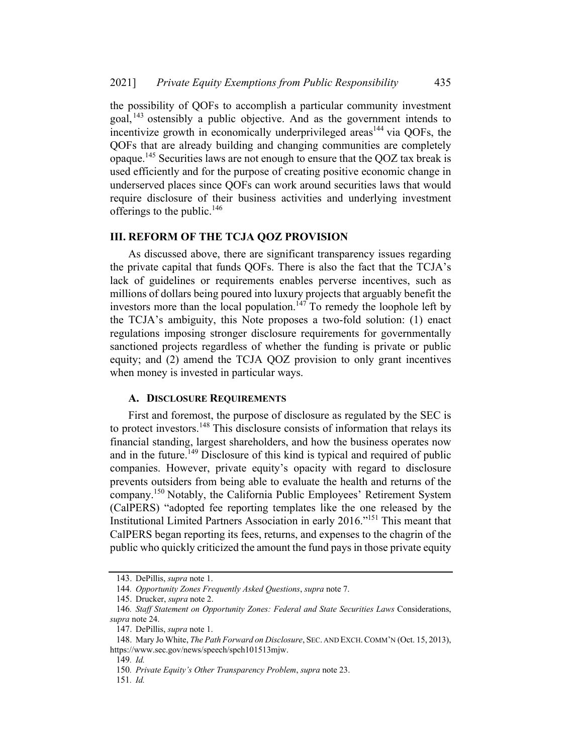the possibility of QOFs to accomplish a particular community investment goal,[143] ostensibly a public objective. And as the government intends to incentivize growth in economically underprivileged areas[144] via QOFs, the QOFs that are already building and changing communities are completely opaque.[145] Securities laws are not enough to ensure that the QOZ tax break is used efficiently and for the purpose of creating positive economic change in underserved places since QOFs can work around securities laws that would require disclosure of their business activities and underlying investment offerings to the public.[146]

## III. REFORM OF THE TCJA QOZ PROVISION

As discussed above, there are significant transparency issues regarding the private capital that funds QOFs. There is also the fact that the TCJA's lack of guidelines or requirements enables perverse incentives, such as millions of dollars being poured into luxury projects that arguably benefit the investors more than the local population.[147] To remedy the loophole left by the TCJA's ambiguity, this Note proposes a two-fold solution: (1) enact regulations imposing stronger disclosure requirements for governmentally sanctioned projects regardless of whether the funding is private or public equity; and (2) amend the TCJA QOZ provision to only grant incentives when money is invested in particular ways.

### A. Disclosure Requirements

First and foremost, the purpose of disclosure as regulated by the SEC is to protect investors.[148] This disclosure consists of information that relays its financial standing, largest shareholders, and how the business operates now and in the future.[149] Disclosure of this kind is typical and required of public companies. However, private equity's opacity with regard to disclosure prevents outsiders from being able to evaluate the health and returns of the company.[150] Notably, the California Public Employees' Retirement System (CalPERS) "adopted fee reporting templates like the one released by the Institutional Limited Partners Association in early 2016."[151] This meant that CalPERS began reporting its fees, returns, and expenses to the chagrin of the public who quickly criticized the amount the fund pays in those private equity

---

143. DePillis, *supra* note 1.

144. *Opportunity Zones Frequently Asked Questions*, *supra* note 7.

145. Drucker, *supra* note 2.

146. *Staff Statement on Opportunity Zones: Federal and State Securities Laws* Considerations, *supra* note 24.

147. DePillis, *supra* note 1.

148. Mary Jo White, *The Path Forward on Disclosure*, SEC. AND EXCH. COMM'N (Oct. 15, 2013), https://www.sec.gov/news/speech/spch101513mjw.

149. *Id.*

150. *Private Equity's Other Transparency Problem*, *supra* note 23.

151. *Id.*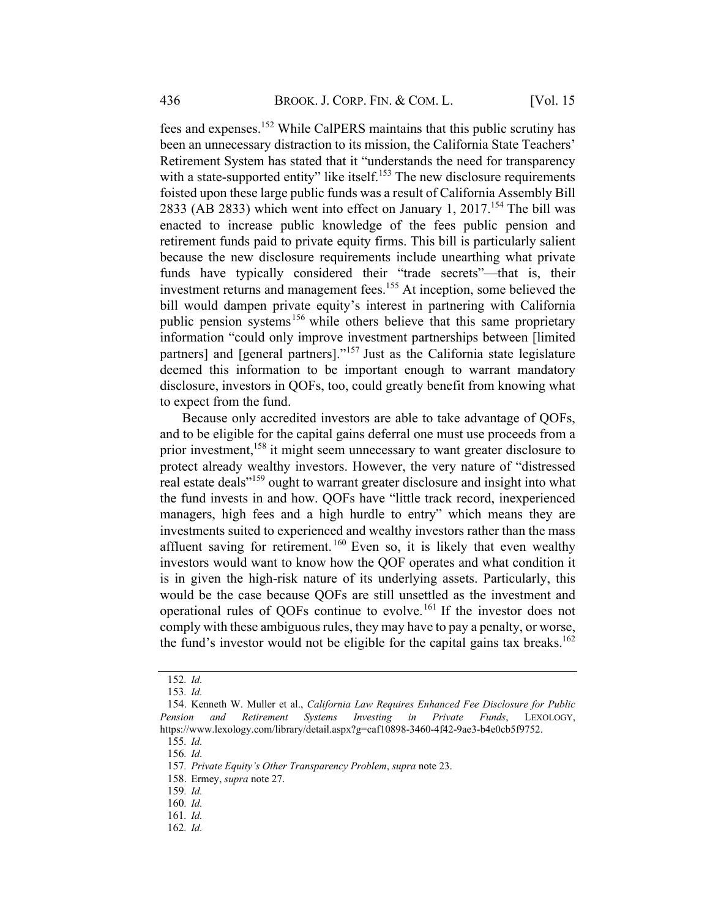fees and expenses.[152] While CalPERS maintains that this public scrutiny has been an unnecessary distraction to its mission, the California State Teachers' Retirement System has stated that it "understands the need for transparency with a state-supported entity" like itself.[153] The new disclosure requirements foisted upon these large public funds was a result of California Assembly Bill 2833 (AB 2833) which went into effect on January 1, 2017.[154] The bill was enacted to increase public knowledge of the fees public pension and retirement funds paid to private equity firms. This bill is particularly salient because the new disclosure requirements include unearthing what private funds have typically considered their "trade secrets"—that is, their investment returns and management fees.[155] At inception, some believed the bill would dampen private equity's interest in partnering with California public pension systems[156] while others believe that this same proprietary information "could only improve investment partnerships between [limited partners] and [general partners]."[157] Just as the California state legislature deemed this information to be important enough to warrant mandatory disclosure, investors in QOFs, too, could greatly benefit from knowing what to expect from the fund.

Because only accredited investors are able to take advantage of QOFs, and to be eligible for the capital gains deferral one must use proceeds from a prior investment,[158] it might seem unnecessary to want greater disclosure to protect already wealthy investors. However, the very nature of "distressed real estate deals"[159] ought to warrant greater disclosure and insight into what the fund invests in and how. QOFs have "little track record, inexperienced managers, high fees and a high hurdle to entry" which means they are investments suited to experienced and wealthy investors rather than the mass affluent saving for retirement.[160] Even so, it is likely that even wealthy investors would want to know how the QOF operates and what condition it is in given the high-risk nature of its underlying assets. Particularly, this would be the case because QOFs are still unsettled as the investment and operational rules of QOFs continue to evolve.[161] If the investor does not comply with these ambiguous rules, they may have to pay a penalty, or worse, the fund's investor would not be eligible for the capital gains tax breaks.[162]

---

152. *Id.*

153. *Id.*

154. Kenneth W. Muller et al., *California Law Requires Enhanced Fee Disclosure for Public Pension and Retirement Systems Investing in Private Funds*, LEXOLOGY, https://www.lexology.com/library/detail.aspx?g=caf10898-3460-4f42-9ae3-b4e0cb5f9752.

155. *Id.*

156. *Id.*

157. *Private Equity's Other Transparency Problem*, *supra* note 23.

158. Ermey, *supra* note 27.

159. *Id.*

160. *Id.*

161. *Id.*

162. *Id.*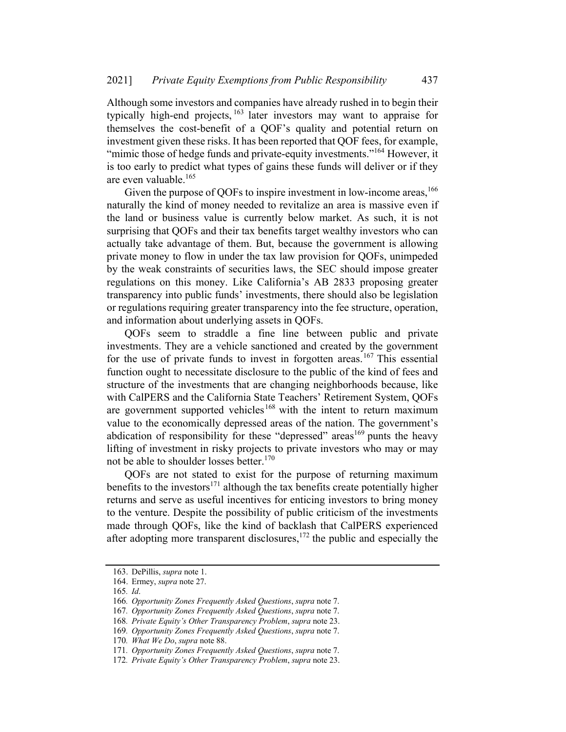Although some investors and companies have already rushed in to begin their typically high-end projects,[163] later investors may want to appraise for themselves the cost-benefit of a QOF's quality and potential return on investment given these risks. It has been reported that QOF fees, for example, "mimic those of hedge funds and private-equity investments."[164] However, it is too early to predict what types of gains these funds will deliver or if they are even valuable.[165]

Given the purpose of QOFs to inspire investment in low-income areas,[166] naturally the kind of money needed to revitalize an area is massive even if the land or business value is currently below market. As such, it is not surprising that QOFs and their tax benefits target wealthy investors who can actually take advantage of them. But, because the government is allowing private money to flow in under the tax law provision for QOFs, unimpeded by the weak constraints of securities laws, the SEC should impose greater regulations on this money. Like California's AB 2833 proposing greater transparency into public funds' investments, there should also be legislation or regulations requiring greater transparency into the fee structure, operation, and information about underlying assets in QOFs.

QOFs seem to straddle a fine line between public and private investments. They are a vehicle sanctioned and created by the government for the use of private funds to invest in forgotten areas.[167] This essential function ought to necessitate disclosure to the public of the kind of fees and structure of the investments that are changing neighborhoods because, like with CalPERS and the California State Teachers' Retirement System, QOFs are government supported vehicles[168] with the intent to return maximum value to the economically depressed areas of the nation. The government's abdication of responsibility for these "depressed" areas[169] punts the heavy lifting of investment in risky projects to private investors who may or may not be able to shoulder losses better.[170]

QOFs are not stated to exist for the purpose of returning maximum benefits to the investors[171] although the tax benefits create potentially higher returns and serve as useful incentives for enticing investors to bring money to the venture. Despite the possibility of public criticism of the investments made through QOFs, like the kind of backlash that CalPERS experienced after adopting more transparent disclosures,[172] the public and especially the

---

163. DePillis, *supra* note 1.

164. Ermey, *supra* note 27.

165. *Id*.

166. *Opportunity Zones Frequently Asked Questions*, *supra* note 7.

167. *Opportunity Zones Frequently Asked Questions*, *supra* note 7.

168. *Private Equity's Other Transparency Problem*, *supra* note 23.

169. *Opportunity Zones Frequently Asked Questions*, *supra* note 7.

170. *What We Do*, *supra* note 88.

171. *Opportunity Zones Frequently Asked Questions*, *supra* note 7.

172. *Private Equity's Other Transparency Problem*, *supra* note 23.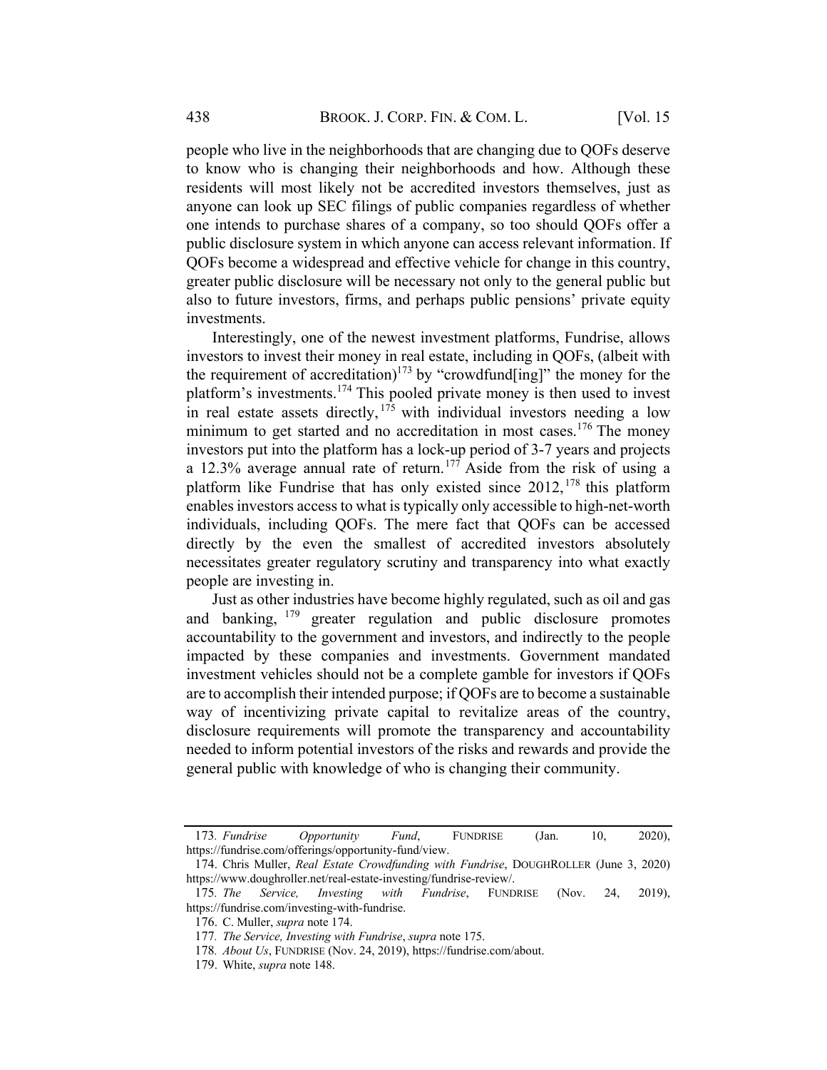people who live in the neighborhoods that are changing due to QOFs deserve to know who is changing their neighborhoods and how. Although these residents will most likely not be accredited investors themselves, just as anyone can look up SEC filings of public companies regardless of whether one intends to purchase shares of a company, so too should QOFs offer a public disclosure system in which anyone can access relevant information. If QOFs become a widespread and effective vehicle for change in this country, greater public disclosure will be necessary not only to the general public but also to future investors, firms, and perhaps public pensions' private equity investments.

Interestingly, one of the newest investment platforms, Fundrise, allows investors to invest their money in real estate, including in QOFs, (albeit with the requirement of accreditation)[173] by "crowdfund[ing]" the money for the platform's investments.[174] This pooled private money is then used to invest in real estate assets directly,[175] with individual investors needing a low minimum to get started and no accreditation in most cases.[176] The money investors put into the platform has a lock-up period of 3-7 years and projects a 12.3% average annual rate of return.[177] Aside from the risk of using a platform like Fundrise that has only existed since 2012,[178] this platform enables investors access to what is typically only accessible to high-net-worth individuals, including QOFs. The mere fact that QOFs can be accessed directly by the even the smallest of accredited investors absolutely necessitates greater regulatory scrutiny and transparency into what exactly people are investing in.

Just as other industries have become highly regulated, such as oil and gas and banking,[179] greater regulation and public disclosure promotes accountability to the government and investors, and indirectly to the people impacted by these companies and investments. Government mandated investment vehicles should not be a complete gamble for investors if QOFs are to accomplish their intended purpose; if QOFs are to become a sustainable way of incentivizing private capital to revitalize areas of the country, disclosure requirements will promote the transparency and accountability needed to inform potential investors of the risks and rewards and provide the general public with knowledge of who is changing their community.

---

173. *Fundrise Opportunity Fund*, FUNDRISE (Jan. 10, 2020), https://fundrise.com/offerings/opportunity-fund/view.

174. Chris Muller, *Real Estate Crowdfunding with Fundrise*, DOUGHROLLER (June 3, 2020) https://www.doughroller.net/real-estate-investing/fundrise-review/.

175. *The Service, Investing with Fundrise*, FUNDRISE (Nov. 24, 2019), https://fundrise.com/investing-with-fundrise.

176. C. Muller, *supra* note 174.

177. *The Service, Investing with Fundrise*, *supra* note 175.

178. *About Us*, FUNDRISE (Nov. 24, 2019), https://fundrise.com/about.

179. White, *supra* note 148.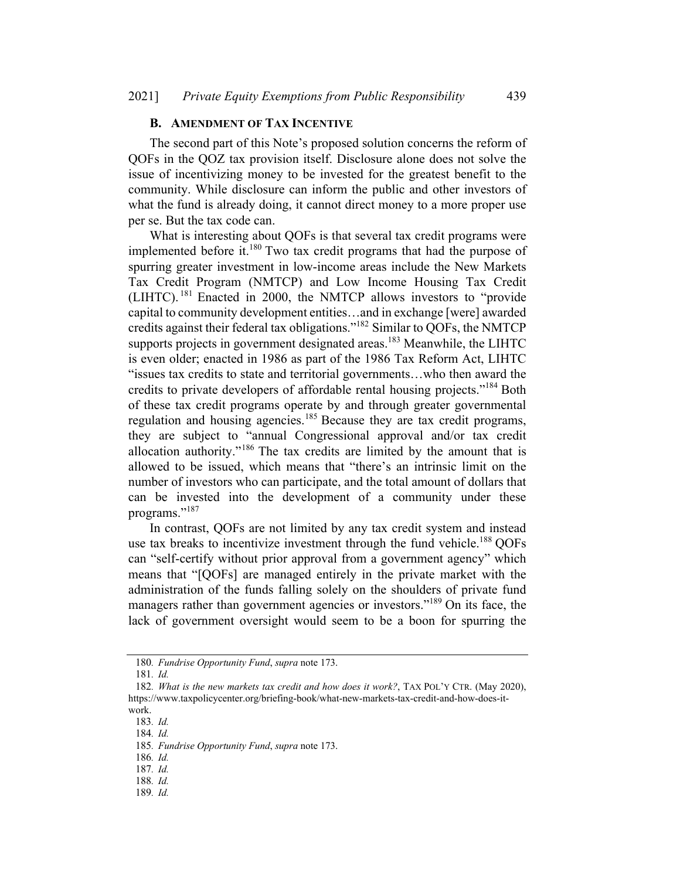### B. AMENDMENT OF TAX INCENTIVE

The second part of this Note's proposed solution concerns the reform of QOFs in the QOZ tax provision itself. Disclosure alone does not solve the issue of incentivizing money to be invested for the greatest benefit to the community. While disclosure can inform the public and other investors of what the fund is already doing, it cannot direct money to a more proper use per se. But the tax code can.

What is interesting about QOFs is that several tax credit programs were implemented before it.[180] Two tax credit programs that had the purpose of spurring greater investment in low-income areas include the New Markets Tax Credit Program (NMTCP) and Low Income Housing Tax Credit (LIHTC).[181] Enacted in 2000, the NMTCP allows investors to "provide capital to community development entities…and in exchange [were] awarded credits against their federal tax obligations."[182] Similar to QOFs, the NMTCP supports projects in government designated areas.[183] Meanwhile, the LIHTC is even older; enacted in 1986 as part of the 1986 Tax Reform Act, LIHTC "issues tax credits to state and territorial governments…who then award the credits to private developers of affordable rental housing projects."[184] Both of these tax credit programs operate by and through greater governmental regulation and housing agencies.[185] Because they are tax credit programs, they are subject to "annual Congressional approval and/or tax credit allocation authority."[186] The tax credits are limited by the amount that is allowed to be issued, which means that "there's an intrinsic limit on the number of investors who can participate, and the total amount of dollars that can be invested into the development of a community under these programs."[187]

In contrast, QOFs are not limited by any tax credit system and instead use tax breaks to incentivize investment through the fund vehicle.[188] QOFs can "self-certify without prior approval from a government agency" which means that "[QOFs] are managed entirely in the private market with the administration of the funds falling solely on the shoulders of private fund managers rather than government agencies or investors."[189] On its face, the lack of government oversight would seem to be a boon for spurring the

---

180. *Fundrise Opportunity Fund*, *supra* note 173.

181. *Id.*

182. *What is the new markets tax credit and how does it work?*, TAX POL'Y CTR. (May 2020), https://www.taxpolicycenter.org/briefing-book/what-new-markets-tax-credit-and-how-does-it-work.

183. *Id.*

184. *Id.*

185. *Fundrise Opportunity Fund*, *supra* note 173.

186. *Id.*

187. *Id.*

188. *Id.*

189. *Id.*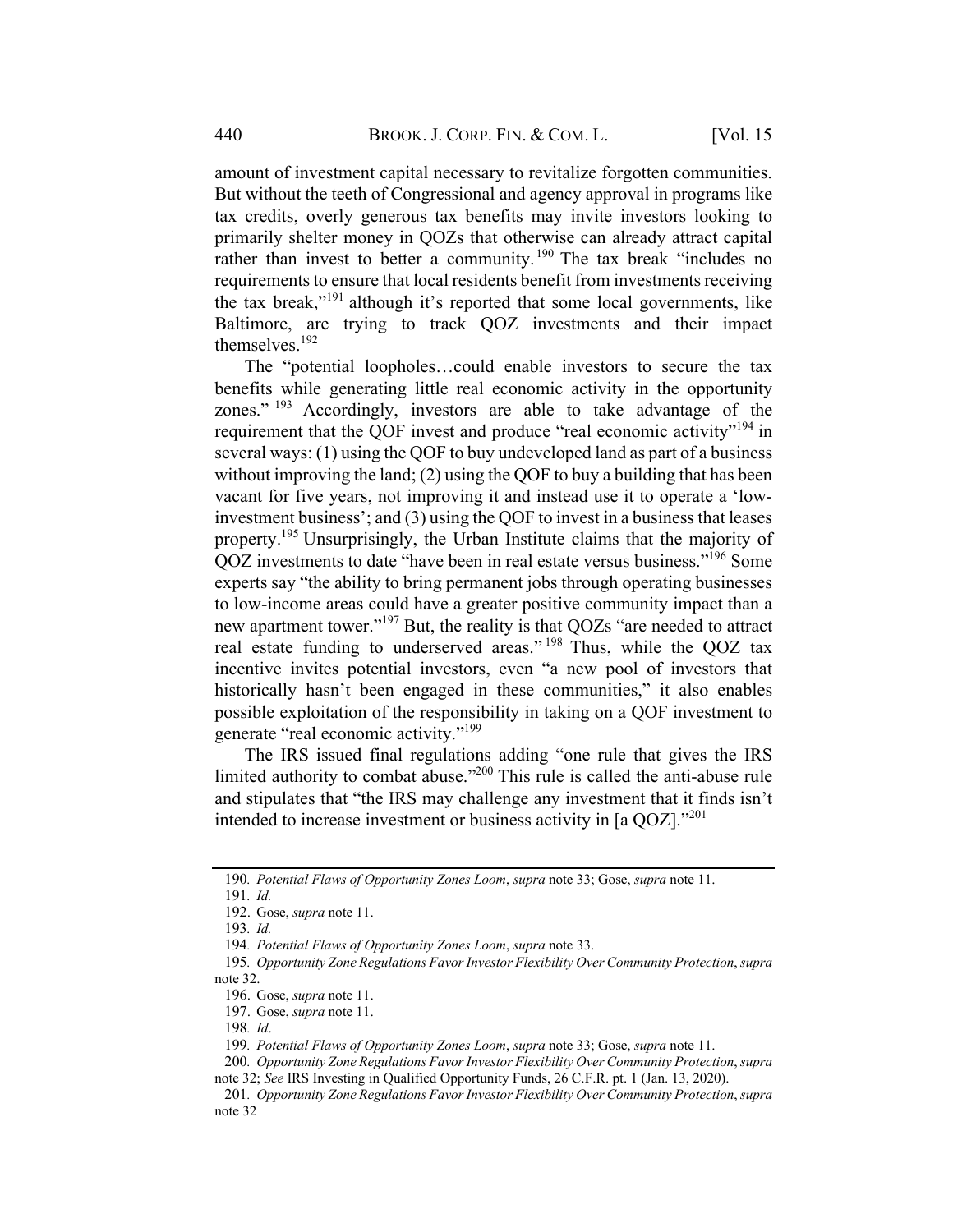amount of investment capital necessary to revitalize forgotten communities. But without the teeth of Congressional and agency approval in programs like tax credits, overly generous tax benefits may invite investors looking to primarily shelter money in QOZs that otherwise can already attract capital rather than invest to better a community.[190] The tax break "includes no requirements to ensure that local residents benefit from investments receiving the tax break,"[191] although it's reported that some local governments, like Baltimore, are trying to track QOZ investments and their impact themselves.[192]

The "potential loopholes…could enable investors to secure the tax benefits while generating little real economic activity in the opportunity zones."[193] Accordingly, investors are able to take advantage of the requirement that the QOF invest and produce "real economic activity"[194] in several ways: (1) using the QOF to buy undeveloped land as part of a business without improving the land; (2) using the QOF to buy a building that has been vacant for five years, not improving it and instead use it to operate a 'low-investment business'; and (3) using the QOF to invest in a business that leases property.[195] Unsurprisingly, the Urban Institute claims that the majority of QOZ investments to date "have been in real estate versus business."[196] Some experts say "the ability to bring permanent jobs through operating businesses to low-income areas could have a greater positive community impact than a new apartment tower."[197] But, the reality is that QOZs "are needed to attract real estate funding to underserved areas."[198] Thus, while the QOZ tax incentive invites potential investors, even "a new pool of investors that historically hasn't been engaged in these communities," it also enables possible exploitation of the responsibility in taking on a QOF investment to generate "real economic activity."[199]

The IRS issued final regulations adding "one rule that gives the IRS limited authority to combat abuse."[200] This rule is called the anti-abuse rule and stipulates that "the IRS may challenge any investment that it finds isn't intended to increase investment or business activity in [a QOZ]."[201]

---

190. *Potential Flaws of Opportunity Zones Loom*, *supra* note 33; Gose, *supra* note 11.

191. *Id.*

192. Gose, *supra* note 11.

193. *Id.*

194. *Potential Flaws of Opportunity Zones Loom*, *supra* note 33.

195. *Opportunity Zone Regulations Favor Investor Flexibility Over Community Protection*, *supra* note 32.

196. Gose, *supra* note 11.

197. Gose, *supra* note 11.

198. *Id*.

199. *Potential Flaws of Opportunity Zones Loom*, *supra* note 33; Gose, *supra* note 11.

200. *Opportunity Zone Regulations Favor Investor Flexibility Over Community Protection*, *supra* note 32; *See* IRS Investing in Qualified Opportunity Funds, 26 C.F.R. pt. 1 (Jan. 13, 2020).

201. *Opportunity Zone Regulations Favor Investor Flexibility Over Community Protection*, *supra* note 32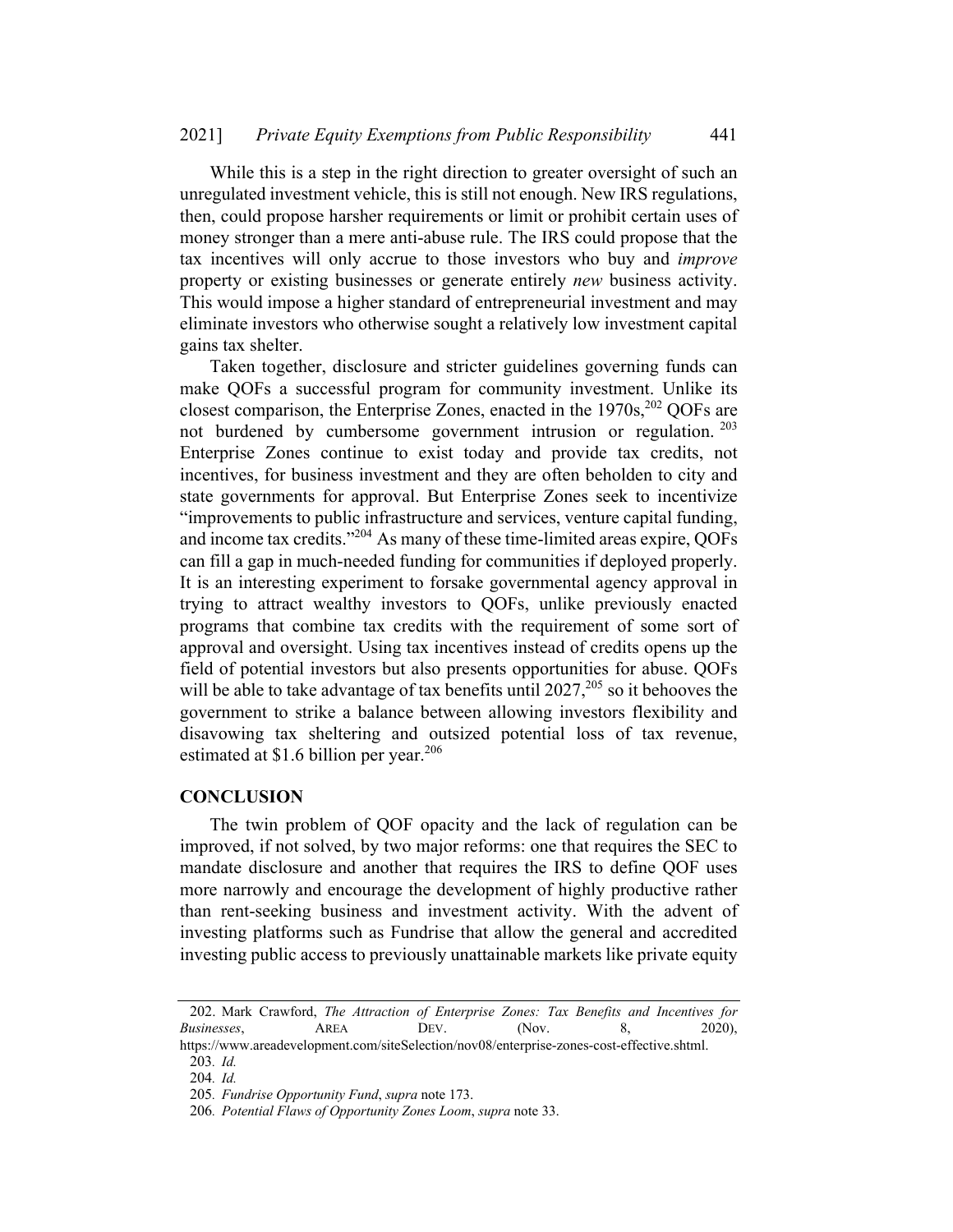While this is a step in the right direction to greater oversight of such an unregulated investment vehicle, this is still not enough. New IRS regulations, then, could propose harsher requirements or limit or prohibit certain uses of money stronger than a mere anti-abuse rule. The IRS could propose that the tax incentives will only accrue to those investors who buy and *improve* property or existing businesses or generate entirely *new* business activity. This would impose a higher standard of entrepreneurial investment and may eliminate investors who otherwise sought a relatively low investment capital gains tax shelter.

Taken together, disclosure and stricter guidelines governing funds can make QOFs a successful program for community investment. Unlike its closest comparison, the Enterprise Zones, enacted in the 1970s,[202] QOFs are not burdened by cumbersome government intrusion or regulation.[203] Enterprise Zones continue to exist today and provide tax credits, not incentives, for business investment and they are often beholden to city and state governments for approval. But Enterprise Zones seek to incentivize "improvements to public infrastructure and services, venture capital funding, and income tax credits."[204] As many of these time-limited areas expire, QOFs can fill a gap in much-needed funding for communities if deployed properly. It is an interesting experiment to forsake governmental agency approval in trying to attract wealthy investors to QOFs, unlike previously enacted programs that combine tax credits with the requirement of some sort of approval and oversight. Using tax incentives instead of credits opens up the field of potential investors but also presents opportunities for abuse. QOFs will be able to take advantage of tax benefits until 2027,[205] so it behooves the government to strike a balance between allowing investors flexibility and disavowing tax sheltering and outsized potential loss of tax revenue, estimated at $1.6 billion per year.[206]

## CONCLUSION

The twin problem of QOF opacity and the lack of regulation can be improved, if not solved, by two major reforms: one that requires the SEC to mandate disclosure and another that requires the IRS to define QOF uses more narrowly and encourage the development of highly productive rather than rent-seeking business and investment activity. With the advent of investing platforms such as Fundrise that allow the general and accredited investing public access to previously unattainable markets like private equity

---

202. Mark Crawford, *The Attraction of Enterprise Zones: Tax Benefits and Incentives for Businesses*, AREA DEV. (Nov. 8, 2020), https://www.areadevelopment.com/siteSelection/nov08/enterprise-zones-cost-effective.shtml.

203. *Id.*

204. *Id.*

205. *Fundrise Opportunity Fund*, *supra* note 173.

206. *Potential Flaws of Opportunity Zones Loom*, *supra* note 33.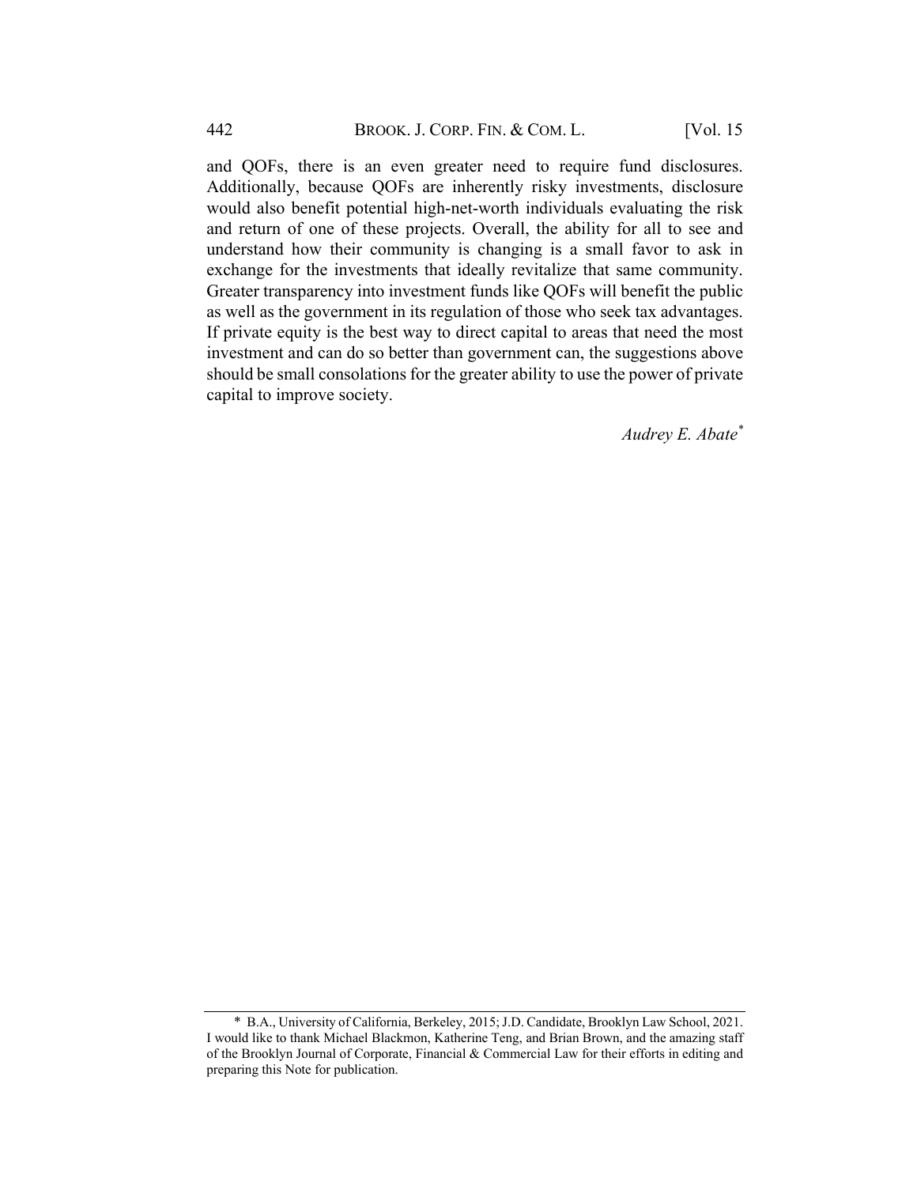and QOFs, there is an even greater need to require fund disclosures. Additionally, because QOFs are inherently risky investments, disclosure would also benefit potential high-net-worth individuals evaluating the risk and return of one of these projects. Overall, the ability for all to see and understand how their community is changing is a small favor to ask in exchange for the investments that ideally revitalize that same community. Greater transparency into investment funds like QOFs will benefit the public as well as the government in its regulation of those who seek tax advantages. If private equity is the best way to direct capital to areas that need the most investment and can do so better than government can, the suggestions above should be small consolations for the greater ability to use the power of private capital to improve society.

*Audrey E. Abate*[*]

---

[*] B.A., University of California, Berkeley, 2015; J.D. Candidate, Brooklyn Law School, 2021. I would like to thank Michael Blackmon, Katherine Teng, and Brian Brown, and the amazing staff of the Brooklyn Journal of Corporate, Financial & Commercial Law for their efforts in editing and preparing this Note for publication.